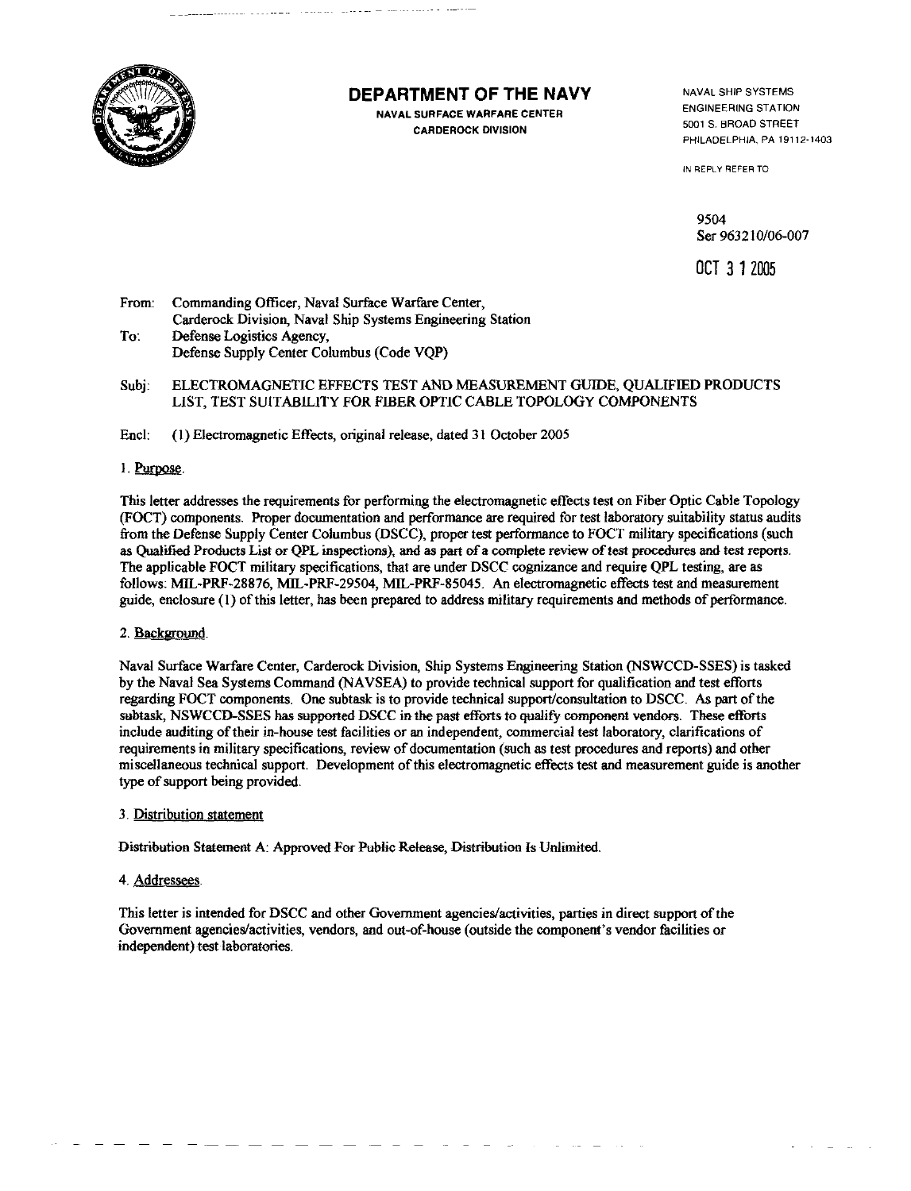# DEPARTMENT OF THE NAVY

**NAVAL SURFACE WARFARE CENTER**
**CARDEROCK DIVISION**

NAVAL SHIP SYSTEMS
ENGINEERING STATION
5001 S. BROAD STREET
PHILADELPHIA, PA 19112-1403

IN REPLY REFER TO

9504
Ser 963210/06-007

OCT 31 2005

From: Commanding Officer, Naval Surface Warfare Center, Carderock Division, Naval Ship Systems Engineering Station
To: Defense Logistics Agency, Defense Supply Center Columbus (Code VQP)

Subj: ELECTROMAGNETIC EFFECTS TEST AND MEASUREMENT GUIDE, QUALIFIED PRODUCTS LIST, TEST SUITABILITY FOR FIBER OPTIC CABLE TOPOLOGY COMPONENTS

Encl: (1) Electromagnetic Effects, original release, dated 31 October 2005

1. Purpose.

This letter addresses the requirements for performing the electromagnetic effects test on Fiber Optic Cable Topology (FOCT) components. Proper documentation and performance are required for test laboratory suitability status audits from the Defense Supply Center Columbus (DSCC), proper test performance to FOCT military specifications (such as Qualified Products List or QPL inspections), and as part of a complete review of test procedures and test reports. The applicable FOCT military specifications, that are under DSCC cognizance and require QPL testing, are as follows: MIL-PRF-28876, MIL-PRF-29504, MIL-PRF-85045. An electromagnetic effects test and measurement guide, enclosure (1) of this letter, has been prepared to address military requirements and methods of performance.

2. Background.

Naval Surface Warfare Center, Carderock Division, Ship Systems Engineering Station (NSWCCD-SSES) is tasked by the Naval Sea Systems Command (NAVSEA) to provide technical support for qualification and test efforts regarding FOCT components. One subtask is to provide technical support/consultation to DSCC. As part of the subtask, NSWCCD-SSES has supported DSCC in the past efforts to qualify component vendors. These efforts include auditing of their in-house test facilities or an independent, commercial test laboratory, clarifications of requirements in military specifications, review of documentation (such as test procedures and reports) and other miscellaneous technical support. Development of this electromagnetic effects test and measurement guide is another type of support being provided.

3. Distribution statement

Distribution Statement A: Approved For Public Release, Distribution Is Unlimited.

4. Addressees.

This letter is intended for DSCC and other Government agencies/activities, parties in direct support of the Government agencies/activities, vendors, and out-of-house (outside the component's vendor facilities or independent) test laboratories.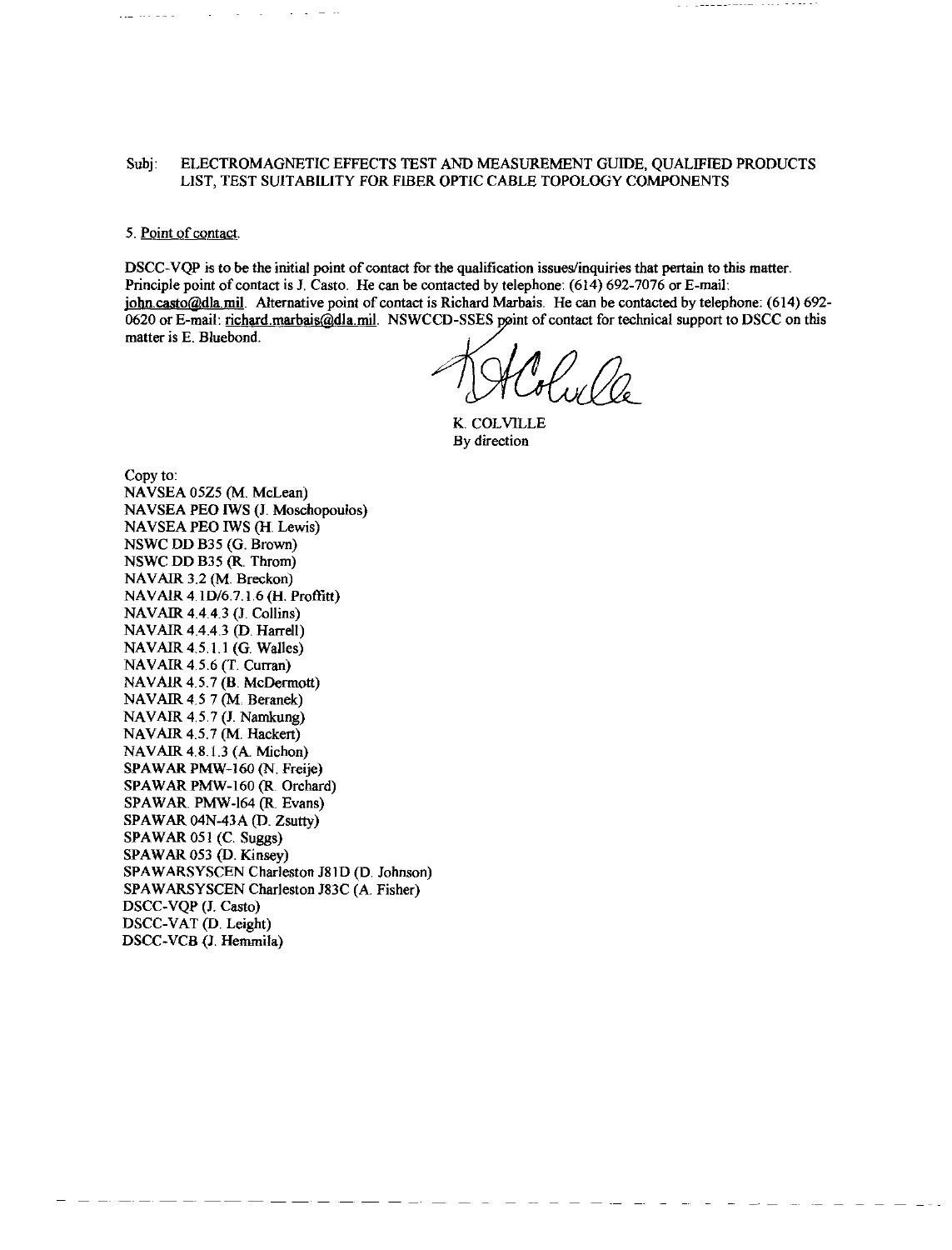Subj: ELECTROMAGNETIC EFFECTS TEST AND MEASUREMENT GUIDE, QUALIFIED PRODUCTS LIST, TEST SUITABILITY FOR FIBER OPTIC CABLE TOPOLOGY COMPONENTS

5. Point of contact.

DSCC-VQP is to be the initial point of contact for the qualification issues/inquiries that pertain to this matter. Principle point of contact is J. Casto. He can be contacted by telephone: (614) 692-7076 or E-mail: john.casto@dla.mil. Alternative point of contact is Richard Marbais. He can be contacted by telephone: (614) 692-0620 or E-mail: richard.marbais@dla.mil. NSWCCD-SSES point of contact for technical support to DSCC on this matter is E. Bluebond.

K. COLVILLE
By direction

Copy to:
NAVSEA 05Z5 (M. McLean)
NAVSEA PEO IWS (J. Moschopoulos)
NAVSEA PEO IWS (H. Lewis)
NSWC DD B35 (G. Brown)
NSWC DD B35 (R. Throm)
NAVAIR 3.2 (M. Breckon)
NAVAIR 4.1D/6.7.1.6 (H. Proffitt)
NAVAIR 4.4.4.3 (J. Collins)
NAVAIR 4.4.4.3 (D. Harrell)
NAVAIR 4.5.1.1 (G. Walles)
NAVAIR 4.5.6 (T. Curran)
NAVAIR 4.5.7 (B. McDermott)
NAVAIR 4.5.7 (M. Beranek)
NAVAIR 4.5.7 (J. Namkung)
NAVAIR 4.5.7 (M. Hackert)
NAVAIR 4.8.1.3 (A. Michon)
SPAWAR PMW-160 (N. Freije)
SPAWAR PMW-160 (R. Orchard)
SPAWAR PMW-164 (R. Evans)
SPAWAR 04N-43A (D. Zsutty)
SPAWAR 051 (C. Suggs)
SPAWAR 053 (D. Kinsey)
SPAWARSYSCEN Charleston J81D (D. Johnson)
SPAWARSYSCEN Charleston J83C (A. Fisher)
DSCC-VQP (J. Casto)
DSCC-VAT (D. Leight)
DSCC-VCB (J. Hemmila)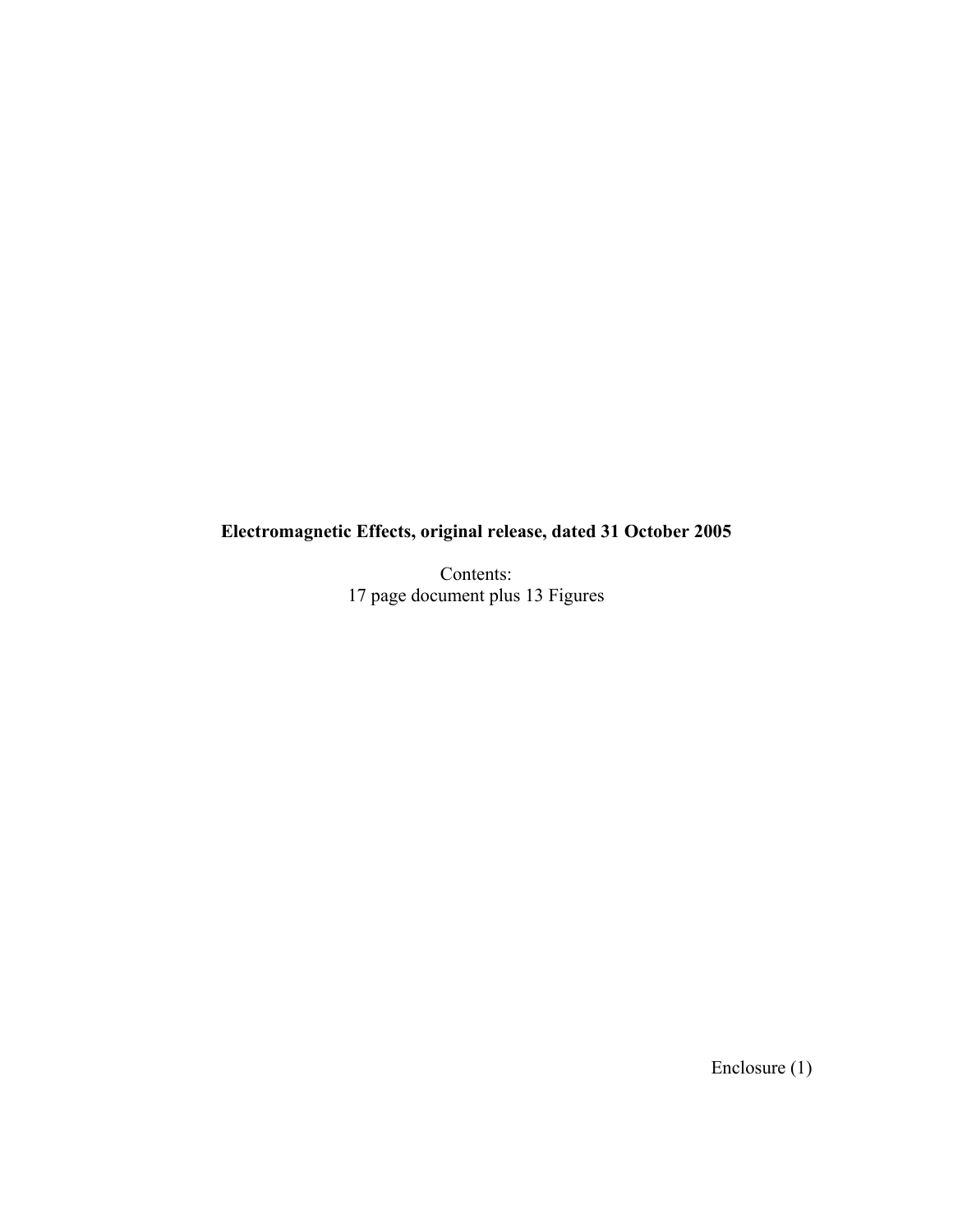**Electromagnetic Effects, original release, dated 31 October 2005**

Contents:
17 page document plus 13 Figures

Enclosure (1)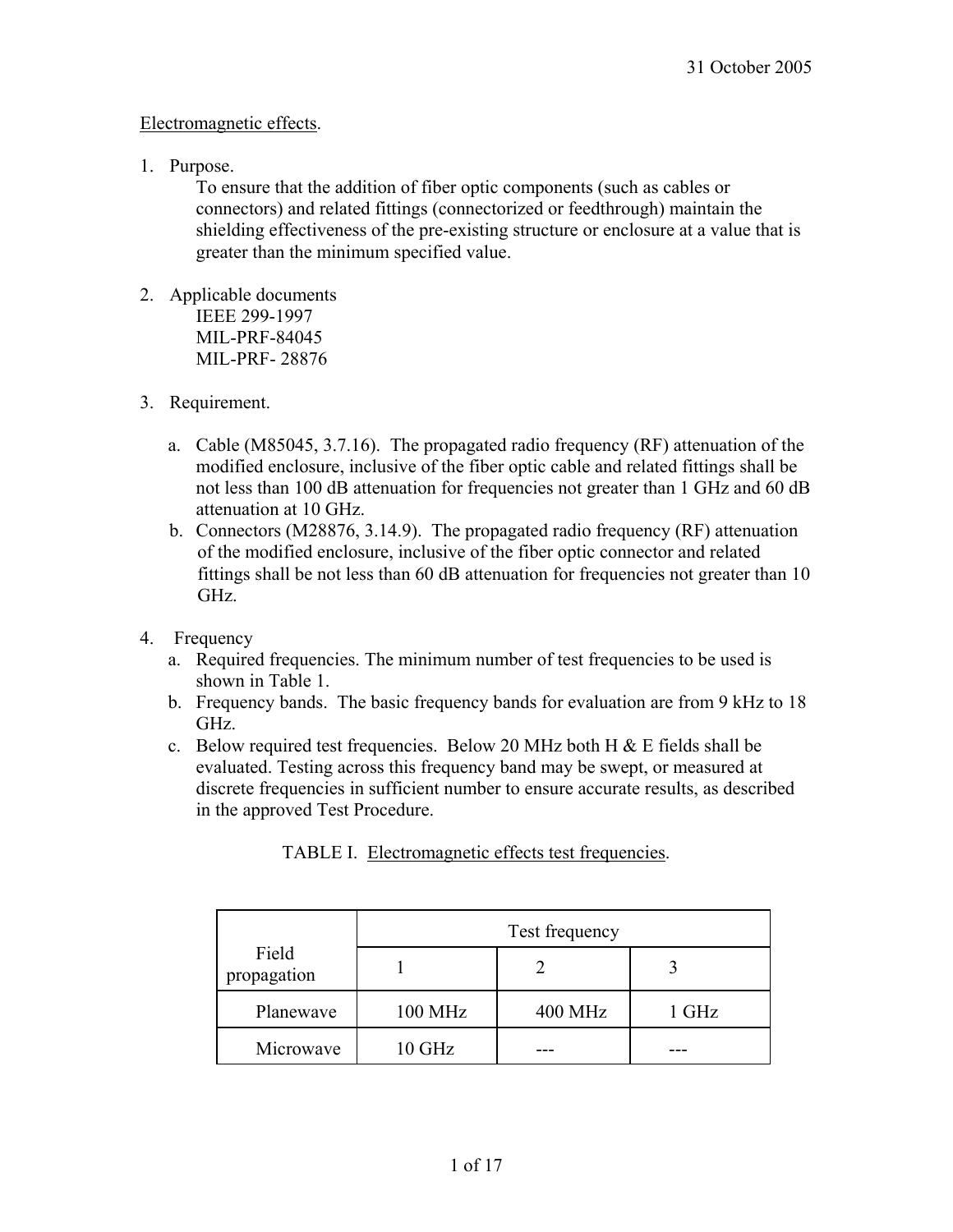31 October 2005

Electromagnetic effects.

1. Purpose.

   To ensure that the addition of fiber optic components (such as cables or connectors) and related fittings (connectorized or feedthrough) maintain the shielding effectiveness of the pre-existing structure or enclosure at a value that is greater than the minimum specified value.

2. Applicable documents

   IEEE 299-1997
   MIL-PRF-84045
   MIL-PRF- 28876

3. Requirement.

   a. Cable (M85045, 3.7.16). The propagated radio frequency (RF) attenuation of the modified enclosure, inclusive of the fiber optic cable and related fittings shall be not less than 100 dB attenuation for frequencies not greater than 1 GHz and 60 dB attenuation at 10 GHz.
   b. Connectors (M28876, 3.14.9). The propagated radio frequency (RF) attenuation of the modified enclosure, inclusive of the fiber optic connector and related fittings shall be not less than 60 dB attenuation for frequencies not greater than 10 GHz.

4. Frequency

   a. Required frequencies. The minimum number of test frequencies to be used is shown in Table 1.
   b. Frequency bands. The basic frequency bands for evaluation are from 9 kHz to 18 GHz.
   c. Below required test frequencies. Below 20 MHz both H & E fields shall be evaluated. Testing across this frequency band may be swept, or measured at discrete frequencies in sufficient number to ensure accurate results, as described in the approved Test Procedure.

TABLE I. Electromagnetic effects test frequencies.

| Field propagation | Test frequency | | |
|---|---|---|---|
| | 1 | 2 | 3 |
| Planewave | 100 MHz | 400 MHz | 1 GHz |
| Microwave | 10 GHz | --- | --- |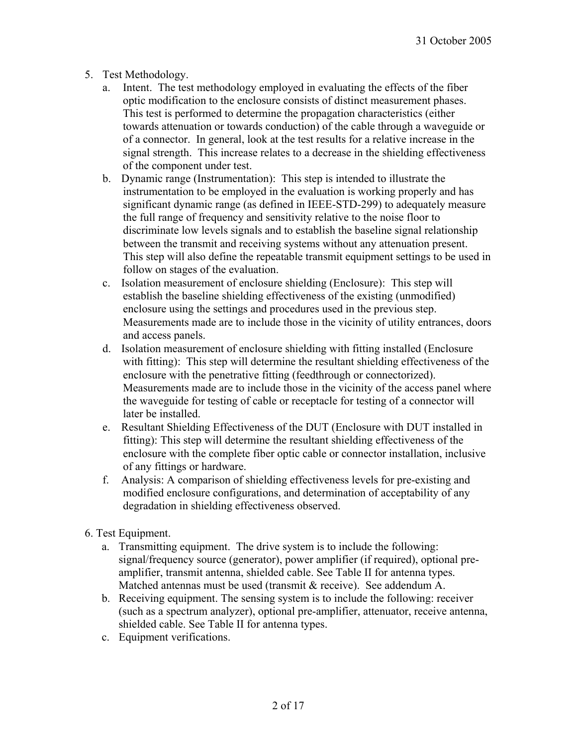5. Test Methodology.

   a. Intent. The test methodology employed in evaluating the effects of the fiber optic modification to the enclosure consists of distinct measurement phases. This test is performed to determine the propagation characteristics (either towards attenuation or towards conduction) of the cable through a waveguide or of a connector. In general, look at the test results for a relative increase in the signal strength. This increase relates to a decrease in the shielding effectiveness of the component under test.

   b. Dynamic range (Instrumentation): This step is intended to illustrate the instrumentation to be employed in the evaluation is working properly and has significant dynamic range (as defined in IEEE-STD-299) to adequately measure the full range of frequency and sensitivity relative to the noise floor to discriminate low levels signals and to establish the baseline signal relationship between the transmit and receiving systems without any attenuation present. This step will also define the repeatable transmit equipment settings to be used in follow on stages of the evaluation.

   c. Isolation measurement of enclosure shielding (Enclosure): This step will establish the baseline shielding effectiveness of the existing (unmodified) enclosure using the settings and procedures used in the previous step. Measurements made are to include those in the vicinity of utility entrances, doors and access panels.

   d. Isolation measurement of enclosure shielding with fitting installed (Enclosure with fitting): This step will determine the resultant shielding effectiveness of the enclosure with the penetrative fitting (feedthrough or connectorized). Measurements made are to include those in the vicinity of the access panel where the waveguide for testing of cable or receptacle for testing of a connector will later be installed.

   e. Resultant Shielding Effectiveness of the DUT (Enclosure with DUT installed in fitting): This step will determine the resultant shielding effectiveness of the enclosure with the complete fiber optic cable or connector installation, inclusive of any fittings or hardware.

   f. Analysis: A comparison of shielding effectiveness levels for pre-existing and modified enclosure configurations, and determination of acceptability of any degradation in shielding effectiveness observed.

6. Test Equipment.

   a. Transmitting equipment. The drive system is to include the following: signal/frequency source (generator), power amplifier (if required), optional pre-amplifier, transmit antenna, shielded cable. See Table II for antenna types. Matched antennas must be used (transmit & receive). See addendum A.

   b. Receiving equipment. The sensing system is to include the following: receiver (such as a spectrum analyzer), optional pre-amplifier, attenuator, receive antenna, shielded cable. See Table II for antenna types.

   c. Equipment verifications.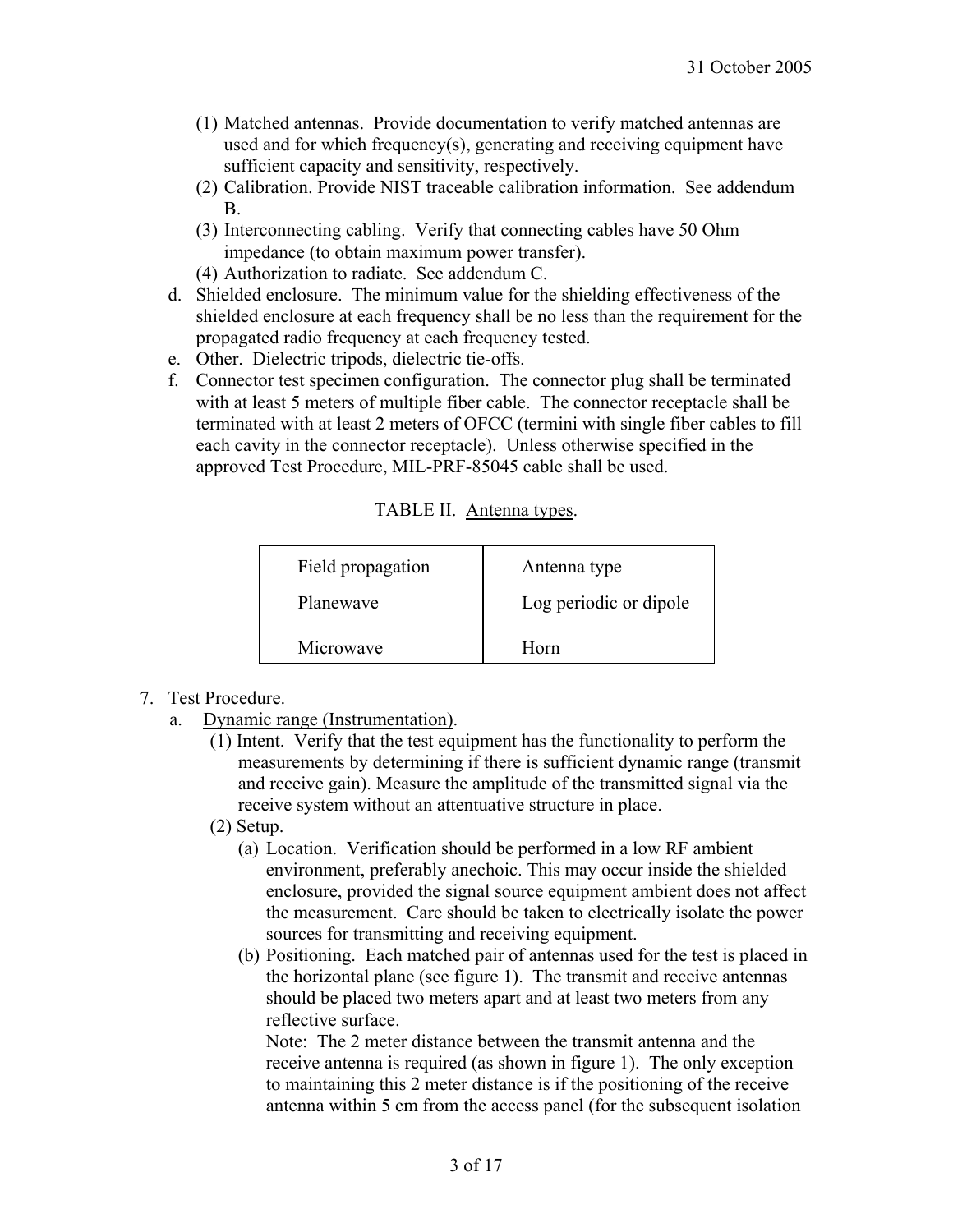(1) Matched antennas. Provide documentation to verify matched antennas are used and for which frequency(s), generating and receiving equipment have sufficient capacity and sensitivity, respectively.

(2) Calibration. Provide NIST traceable calibration information. See addendum B.

(3) Interconnecting cabling. Verify that connecting cables have 50 Ohm impedance (to obtain maximum power transfer).

(4) Authorization to radiate. See addendum C.

d. Shielded enclosure. The minimum value for the shielding effectiveness of the shielded enclosure at each frequency shall be no less than the requirement for the propagated radio frequency at each frequency tested.

e. Other. Dielectric tripods, dielectric tie-offs.

f. Connector test specimen configuration. The connector plug shall be terminated with at least 5 meters of multiple fiber cable. The connector receptacle shall be terminated with at least 2 meters of OFCC (termini with single fiber cables to fill each cavity in the connector receptacle). Unless otherwise specified in the approved Test Procedure, MIL-PRF-85045 cable shall be used.

TABLE II. Antenna types.

| Field propagation | Antenna type |
|---|---|
| Planewave | Log periodic or dipole |
| Microwave | Horn |

7. Test Procedure.

a. Dynamic range (Instrumentation).

(1) Intent. Verify that the test equipment has the functionality to perform the measurements by determining if there is sufficient dynamic range (transmit and receive gain). Measure the amplitude of the transmitted signal via the receive system without an attentuative structure in place.

(2) Setup.

(a) Location. Verification should be performed in a low RF ambient environment, preferably anechoic. This may occur inside the shielded enclosure, provided the signal source equipment ambient does not affect the measurement. Care should be taken to electrically isolate the power sources for transmitting and receiving equipment.

(b) Positioning. Each matched pair of antennas used for the test is placed in the horizontal plane (see figure 1). The transmit and receive antennas should be placed two meters apart and at least two meters from any reflective surface.

Note: The 2 meter distance between the transmit antenna and the receive antenna is required (as shown in figure 1). The only exception to maintaining this 2 meter distance is if the positioning of the receive antenna within 5 cm from the access panel (for the subsequent isolation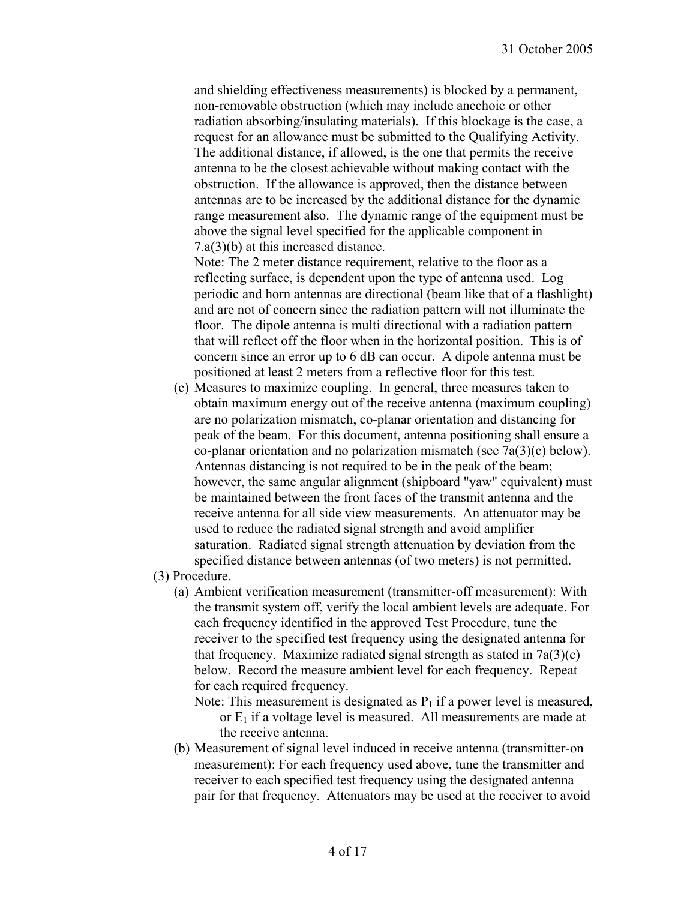and shielding effectiveness measurements) is blocked by a permanent, non-removable obstruction (which may include anechoic or other radiation absorbing/insulating materials). If this blockage is the case, a request for an allowance must be submitted to the Qualifying Activity. The additional distance, if allowed, is the one that permits the receive antenna to be the closest achievable without making contact with the obstruction. If the allowance is approved, then the distance between antennas are to be increased by the additional distance for the dynamic range measurement also. The dynamic range of the equipment must be above the signal level specified for the applicable component in 7.a(3)(b) at this increased distance.

Note: The 2 meter distance requirement, relative to the floor as a reflecting surface, is dependent upon the type of antenna used. Log periodic and horn antennas are directional (beam like that of a flashlight) and are not of concern since the radiation pattern will not illuminate the floor. The dipole antenna is multi directional with a radiation pattern that will reflect off the floor when in the horizontal position. This is of concern since an error up to 6 dB can occur. A dipole antenna must be positioned at least 2 meters from a reflective floor for this test.

(c) Measures to maximize coupling. In general, three measures taken to obtain maximum energy out of the receive antenna (maximum coupling) are no polarization mismatch, co-planar orientation and distancing for peak of the beam. For this document, antenna positioning shall ensure a co-planar orientation and no polarization mismatch (see 7a(3)(c) below). Antennas distancing is not required to be in the peak of the beam; however, the same angular alignment (shipboard "yaw" equivalent) must be maintained between the front faces of the transmit antenna and the receive antenna for all side view measurements. An attenuator may be used to reduce the radiated signal strength and avoid amplifier saturation. Radiated signal strength attenuation by deviation from the specified distance between antennas (of two meters) is not permitted.

(3) Procedure.

(a) Ambient verification measurement (transmitter-off measurement): With the transmit system off, verify the local ambient levels are adequate. For each frequency identified in the approved Test Procedure, tune the receiver to the specified test frequency using the designated antenna for that frequency. Maximize radiated signal strength as stated in 7a(3)(c) below. Record the measure ambient level for each frequency. Repeat for each required frequency.

Note: This measurement is designated as $P_1$ if a power level is measured, or $E_1$ if a voltage level is measured. All measurements are made at the receive antenna.

(b) Measurement of signal level induced in receive antenna (transmitter-on measurement): For each frequency used above, tune the transmitter and receiver to each specified test frequency using the designated antenna pair for that frequency. Attenuators may be used at the receiver to avoid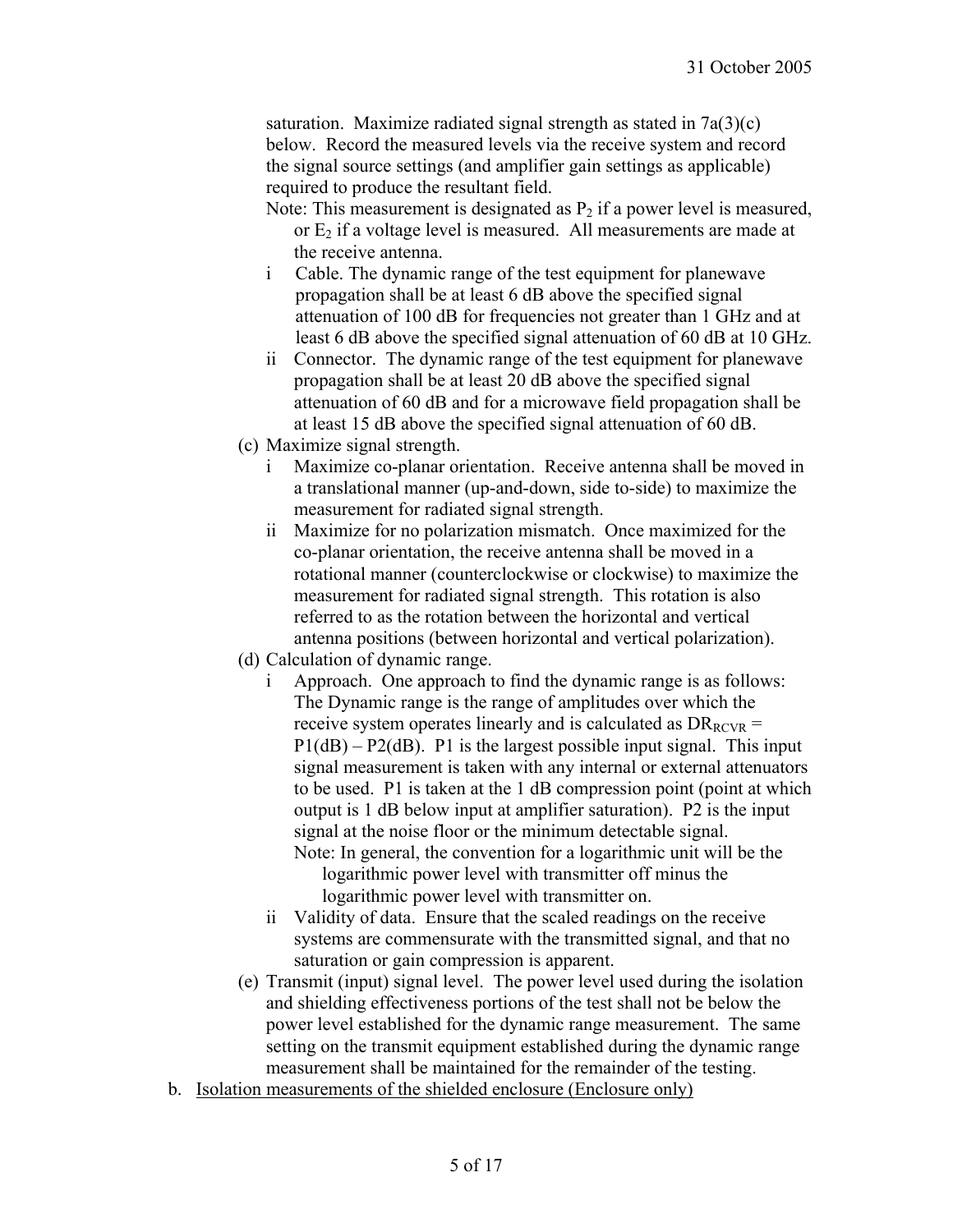saturation. Maximize radiated signal strength as stated in 7a(3)(c) below. Record the measured levels via the receive system and record the signal source settings (and amplifier gain settings as applicable) required to produce the resultant field.

Note: This measurement is designated as $P_2$ if a power level is measured, or $E_2$ if a voltage level is measured. All measurements are made at the receive antenna.

- i Cable. The dynamic range of the test equipment for planewave propagation shall be at least 6 dB above the specified signal attenuation of 100 dB for frequencies not greater than 1 GHz and at least 6 dB above the specified signal attenuation of 60 dB at 10 GHz.
- ii Connector. The dynamic range of the test equipment for planewave propagation shall be at least 20 dB above the specified signal attenuation of 60 dB and for a microwave field propagation shall be at least 15 dB above the specified signal attenuation of 60 dB.

(c) Maximize signal strength.

- i Maximize co-planar orientation. Receive antenna shall be moved in a translational manner (up-and-down, side to-side) to maximize the measurement for radiated signal strength.
- ii Maximize for no polarization mismatch. Once maximized for the co-planar orientation, the receive antenna shall be moved in a rotational manner (counterclockwise or clockwise) to maximize the measurement for radiated signal strength. This rotation is also referred to as the rotation between the horizontal and vertical antenna positions (between horizontal and vertical polarization).

(d) Calculation of dynamic range.

- i Approach. One approach to find the dynamic range is as follows: The Dynamic range is the range of amplitudes over which the receive system operates linearly and is calculated as $DR_{RCVR} = P1(dB) - P2(dB)$. P1 is the largest possible input signal. This input signal measurement is taken with any internal or external attenuators to be used. P1 is taken at the 1 dB compression point (point at which output is 1 dB below input at amplifier saturation). P2 is the input signal at the noise floor or the minimum detectable signal.

  Note: In general, the convention for a logarithmic unit will be the logarithmic power level with transmitter off minus the logarithmic power level with transmitter on.
- ii Validity of data. Ensure that the scaled readings on the receive systems are commensurate with the transmitted signal, and that no saturation or gain compression is apparent.

(e) Transmit (input) signal level. The power level used during the isolation and shielding effectiveness portions of the test shall not be below the power level established for the dynamic range measurement. The same setting on the transmit equipment established during the dynamic range measurement shall be maintained for the remainder of the testing.

b. Isolation measurements of the shielded enclosure (Enclosure only)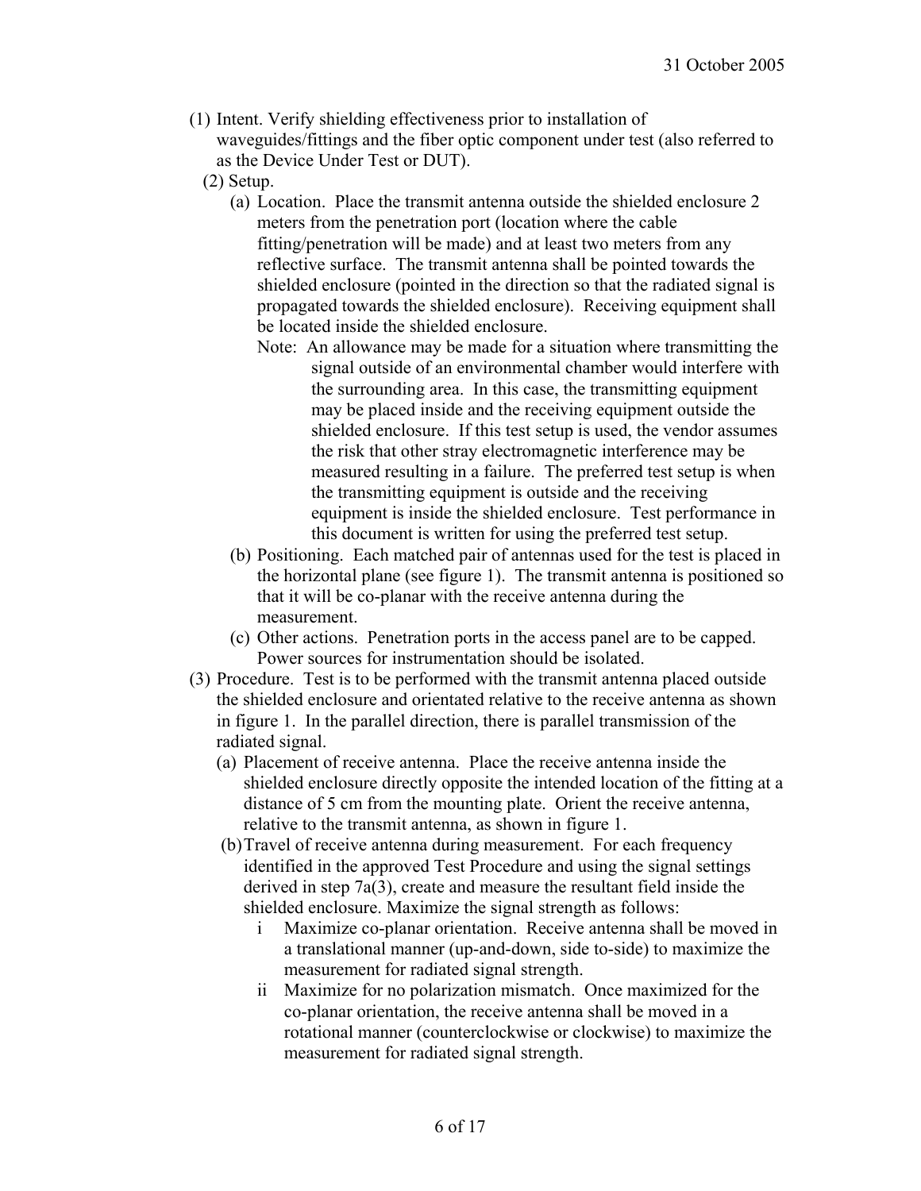(1) Intent. Verify shielding effectiveness prior to installation of waveguides/fittings and the fiber optic component under test (also referred to as the Device Under Test or DUT).

(2) Setup.

(a) Location. Place the transmit antenna outside the shielded enclosure 2 meters from the penetration port (location where the cable fitting/penetration will be made) and at least two meters from any reflective surface. The transmit antenna shall be pointed towards the shielded enclosure (pointed in the direction so that the radiated signal is propagated towards the shielded enclosure). Receiving equipment shall be located inside the shielded enclosure.

Note: An allowance may be made for a situation where transmitting the signal outside of an environmental chamber would interfere with the surrounding area. In this case, the transmitting equipment may be placed inside and the receiving equipment outside the shielded enclosure. If this test setup is used, the vendor assumes the risk that other stray electromagnetic interference may be measured resulting in a failure. The preferred test setup is when the transmitting equipment is outside and the receiving equipment is inside the shielded enclosure. Test performance in this document is written for using the preferred test setup.

(b) Positioning. Each matched pair of antennas used for the test is placed in the horizontal plane (see figure 1). The transmit antenna is positioned so that it will be co-planar with the receive antenna during the measurement.

(c) Other actions. Penetration ports in the access panel are to be capped. Power sources for instrumentation should be isolated.

(3) Procedure. Test is to be performed with the transmit antenna placed outside the shielded enclosure and orientated relative to the receive antenna as shown in figure 1. In the parallel direction, there is parallel transmission of the radiated signal.

(a) Placement of receive antenna. Place the receive antenna inside the shielded enclosure directly opposite the intended location of the fitting at a distance of 5 cm from the mounting plate. Orient the receive antenna, relative to the transmit antenna, as shown in figure 1.

(b) Travel of receive antenna during measurement. For each frequency identified in the approved Test Procedure and using the signal settings derived in step 7a(3), create and measure the resultant field inside the shielded enclosure. Maximize the signal strength as follows:

i Maximize co-planar orientation. Receive antenna shall be moved in a translational manner (up-and-down, side to-side) to maximize the measurement for radiated signal strength.

ii Maximize for no polarization mismatch. Once maximized for the co-planar orientation, the receive antenna shall be moved in a rotational manner (counterclockwise or clockwise) to maximize the measurement for radiated signal strength.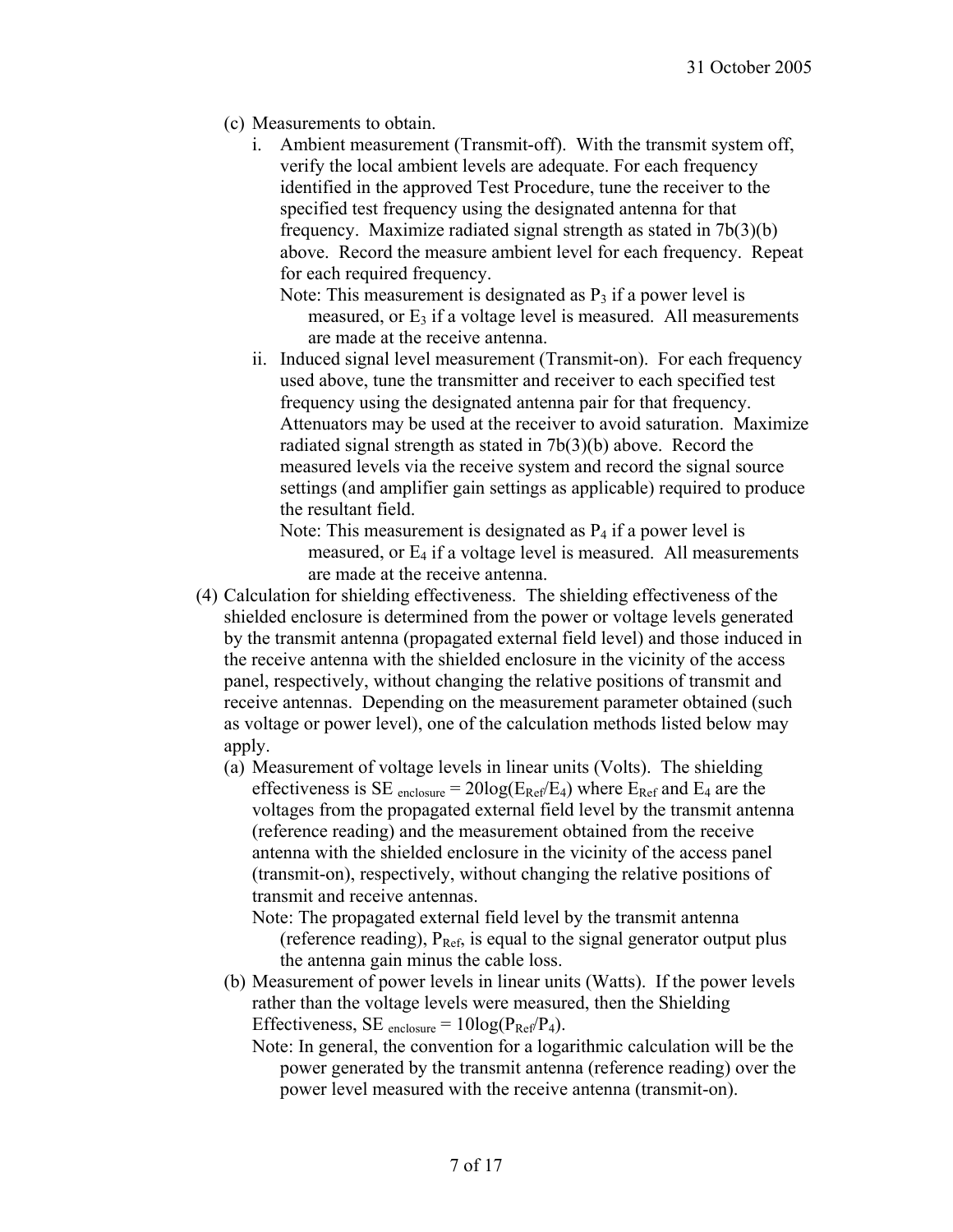(c) Measurements to obtain.

i. Ambient measurement (Transmit-off). With the transmit system off, verify the local ambient levels are adequate. For each frequency identified in the approved Test Procedure, tune the receiver to the specified test frequency using the designated antenna for that frequency. Maximize radiated signal strength as stated in 7b(3)(b) above. Record the measure ambient level for each frequency. Repeat for each required frequency.

Note: This measurement is designated as $P_3$ if a power level is measured, or $E_3$ if a voltage level is measured. All measurements are made at the receive antenna.

ii. Induced signal level measurement (Transmit-on). For each frequency used above, tune the transmitter and receiver to each specified test frequency using the designated antenna pair for that frequency. Attenuators may be used at the receiver to avoid saturation. Maximize radiated signal strength as stated in 7b(3)(b) above. Record the measured levels via the receive system and record the signal source settings (and amplifier gain settings as applicable) required to produce the resultant field.

Note: This measurement is designated as $P_4$ if a power level is measured, or $E_4$ if a voltage level is measured. All measurements are made at the receive antenna.

(4) Calculation for shielding effectiveness. The shielding effectiveness of the shielded enclosure is determined from the power or voltage levels generated by the transmit antenna (propagated external field level) and those induced in the receive antenna with the shielded enclosure in the vicinity of the access panel, respectively, without changing the relative positions of transmit and receive antennas. Depending on the measurement parameter obtained (such as voltage or power level), one of the calculation methods listed below may apply.

(a) Measurement of voltage levels in linear units (Volts). The shielding effectiveness is $SE_{enclosure} = 20\log(E_{Ref}/E_4)$ where $E_{Ref}$ and $E_4$ are the voltages from the propagated external field level by the transmit antenna (reference reading) and the measurement obtained from the receive antenna with the shielded enclosure in the vicinity of the access panel (transmit-on), respectively, without changing the relative positions of transmit and receive antennas.

Note: The propagated external field level by the transmit antenna (reference reading), $P_{Ref}$, is equal to the signal generator output plus the antenna gain minus the cable loss.

(b) Measurement of power levels in linear units (Watts). If the power levels rather than the voltage levels were measured, then the Shielding Effectiveness, $SE_{enclosure} = 10\log(P_{Ref}/P_4)$.

Note: In general, the convention for a logarithmic calculation will be the power generated by the transmit antenna (reference reading) over the power level measured with the receive antenna (transmit-on).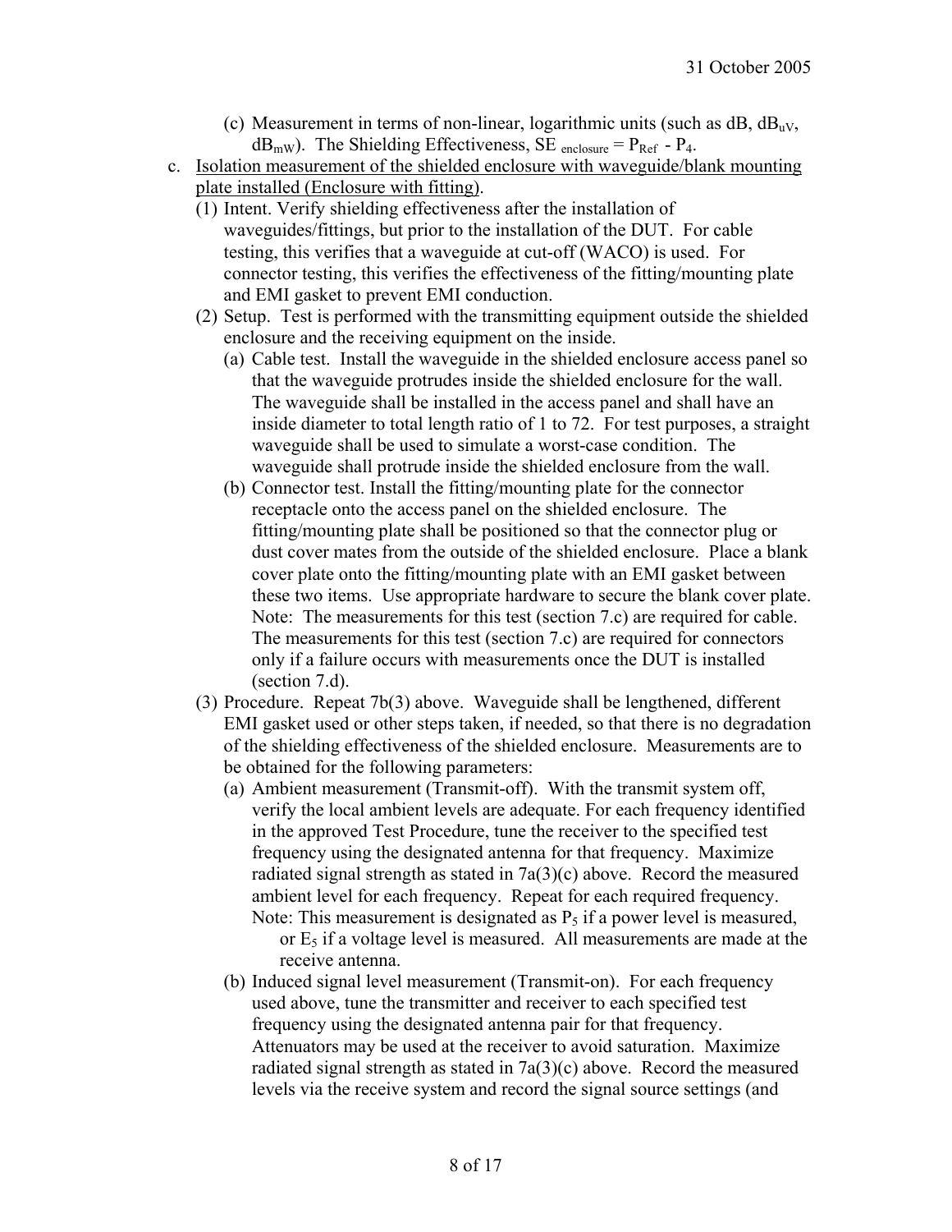(c) Measurement in terms of non-linear, logarithmic units (such as dB, $dB_{uV}$, $dB_{mW}$). The Shielding Effectiveness, $SE_{enclosure} = P_{Ref} - P_4$.

c. Isolation measurement of the shielded enclosure with waveguide/blank mounting plate installed (Enclosure with fitting).

(1) Intent. Verify shielding effectiveness after the installation of waveguides/fittings, but prior to the installation of the DUT. For cable testing, this verifies that a waveguide at cut-off (WACO) is used. For connector testing, this verifies the effectiveness of the fitting/mounting plate and EMI gasket to prevent EMI conduction.

(2) Setup. Test is performed with the transmitting equipment outside the shielded enclosure and the receiving equipment on the inside.

(a) Cable test. Install the waveguide in the shielded enclosure access panel so that the waveguide protrudes inside the shielded enclosure for the wall. The waveguide shall be installed in the access panel and shall have an inside diameter to total length ratio of 1 to 72. For test purposes, a straight waveguide shall be used to simulate a worst-case condition. The waveguide shall protrude inside the shielded enclosure from the wall.

(b) Connector test. Install the fitting/mounting plate for the connector receptacle onto the access panel on the shielded enclosure. The fitting/mounting plate shall be positioned so that the connector plug or dust cover mates from the outside of the shielded enclosure. Place a blank cover plate onto the fitting/mounting plate with an EMI gasket between these two items. Use appropriate hardware to secure the blank cover plate. Note: The measurements for this test (section 7.c) are required for cable. The measurements for this test (section 7.c) are required for connectors only if a failure occurs with measurements once the DUT is installed (section 7.d).

(3) Procedure. Repeat 7b(3) above. Waveguide shall be lengthened, different EMI gasket used or other steps taken, if needed, so that there is no degradation of the shielding effectiveness of the shielded enclosure. Measurements are to be obtained for the following parameters:

(a) Ambient measurement (Transmit-off). With the transmit system off, verify the local ambient levels are adequate. For each frequency identified in the approved Test Procedure, tune the receiver to the specified test frequency using the designated antenna for that frequency. Maximize radiated signal strength as stated in 7a(3)(c) above. Record the measured ambient level for each frequency. Repeat for each required frequency. Note: This measurement is designated as $P_5$ if a power level is measured, or $E_5$ if a voltage level is measured. All measurements are made at the receive antenna.

(b) Induced signal level measurement (Transmit-on). For each frequency used above, tune the transmitter and receiver to each specified test frequency using the designated antenna pair for that frequency. Attenuators may be used at the receiver to avoid saturation. Maximize radiated signal strength as stated in 7a(3)(c) above. Record the measured levels via the receive system and record the signal source settings (and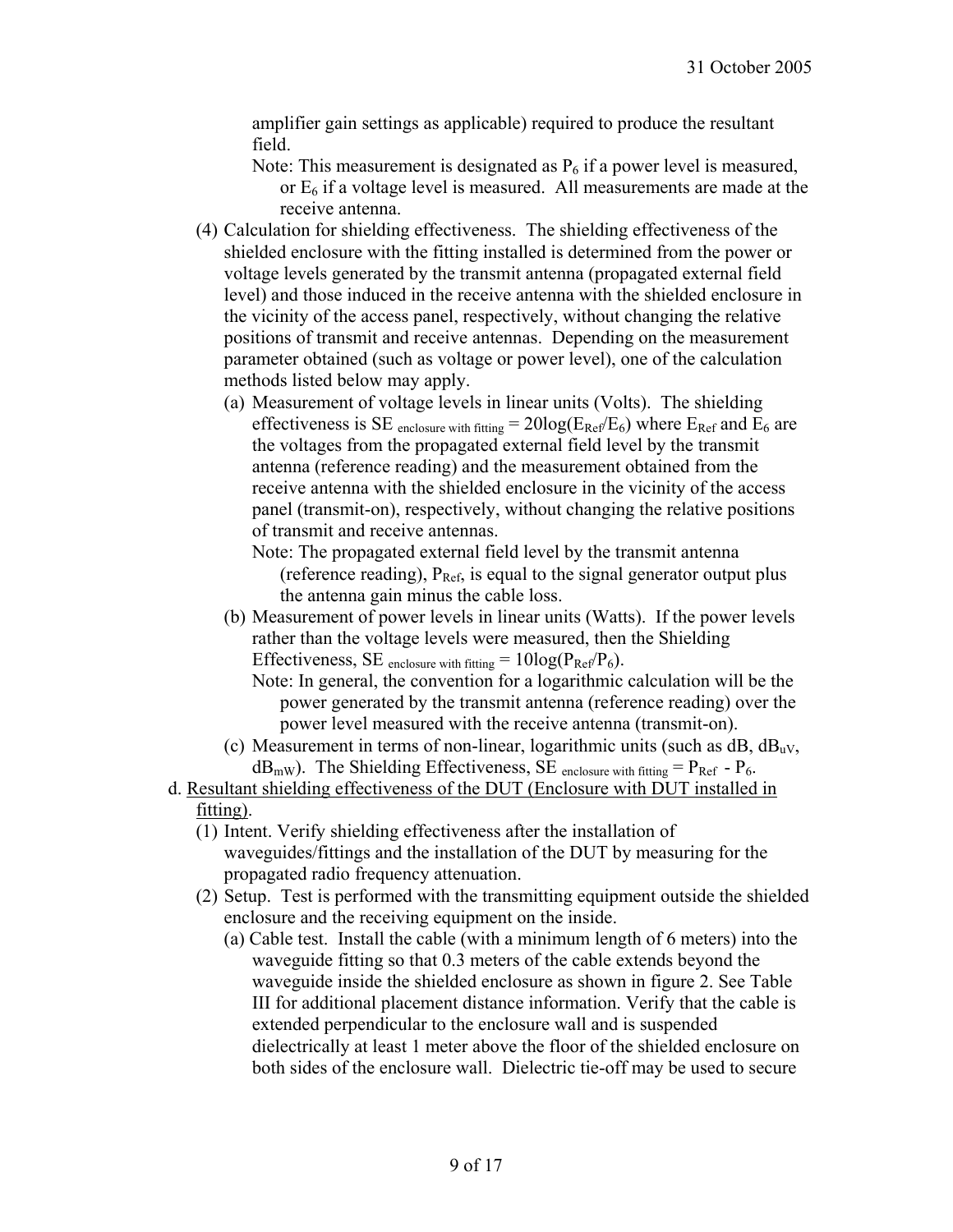amplifier gain settings as applicable) required to produce the resultant field.

Note: This measurement is designated as $P_6$ if a power level is measured, or $E_6$ if a voltage level is measured. All measurements are made at the receive antenna.

(4) Calculation for shielding effectiveness. The shielding effectiveness of the shielded enclosure with the fitting installed is determined from the power or voltage levels generated by the transmit antenna (propagated external field level) and those induced in the receive antenna with the shielded enclosure in the vicinity of the access panel, respectively, without changing the relative positions of transmit and receive antennas. Depending on the measurement parameter obtained (such as voltage or power level), one of the calculation methods listed below may apply.

(a) Measurement of voltage levels in linear units (Volts). The shielding effectiveness is $SE_{\text{enclosure with fitting}} = 20\log(E_{Ref}/E_6)$ where $E_{Ref}$ and $E_6$ are the voltages from the propagated external field level by the transmit antenna (reference reading) and the measurement obtained from the receive antenna with the shielded enclosure in the vicinity of the access panel (transmit-on), respectively, without changing the relative positions of transmit and receive antennas.

Note: The propagated external field level by the transmit antenna (reference reading), $P_{Ref}$, is equal to the signal generator output plus the antenna gain minus the cable loss.

(b) Measurement of power levels in linear units (Watts). If the power levels rather than the voltage levels were measured, then the Shielding Effectiveness, $SE_{\text{enclosure with fitting}} = 10\log(P_{Ref}/P_6)$.

Note: In general, the convention for a logarithmic calculation will be the power generated by the transmit antenna (reference reading) over the power level measured with the receive antenna (transmit-on).

(c) Measurement in terms of non-linear, logarithmic units (such as dB, $dB_{uV}$, $dB_{mW}$). The Shielding Effectiveness, $SE_{\text{enclosure with fitting}} = P_{Ref} - P_6$.

d. Resultant shielding effectiveness of the DUT (Enclosure with DUT installed in fitting).

(1) Intent. Verify shielding effectiveness after the installation of waveguides/fittings and the installation of the DUT by measuring for the propagated radio frequency attenuation.

(2) Setup. Test is performed with the transmitting equipment outside the shielded enclosure and the receiving equipment on the inside.

(a) Cable test. Install the cable (with a minimum length of 6 meters) into the waveguide fitting so that 0.3 meters of the cable extends beyond the waveguide inside the shielded enclosure as shown in figure 2. See Table III for additional placement distance information. Verify that the cable is extended perpendicular to the enclosure wall and is suspended dielectrically at least 1 meter above the floor of the shielded enclosure on both sides of the enclosure wall. Dielectric tie-off may be used to secure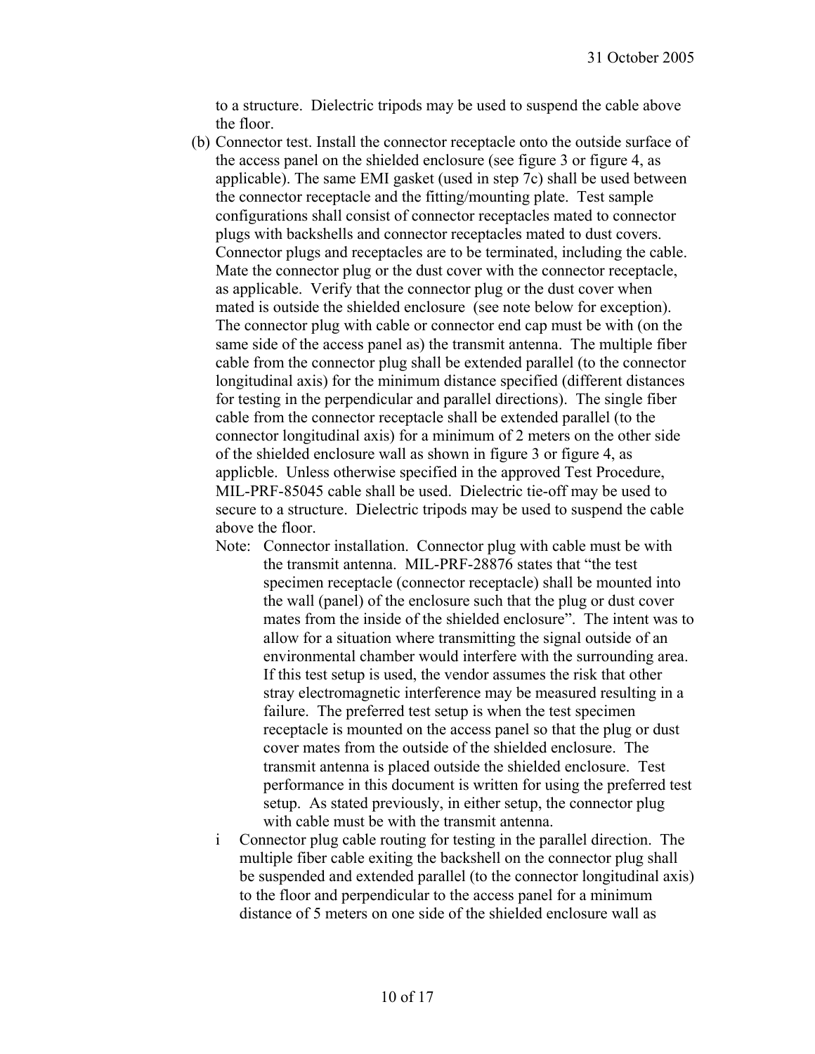to a structure. Dielectric tripods may be used to suspend the cable above the floor.

(b) Connector test. Install the connector receptacle onto the outside surface of the access panel on the shielded enclosure (see figure 3 or figure 4, as applicable). The same EMI gasket (used in step 7c) shall be used between the connector receptacle and the fitting/mounting plate. Test sample configurations shall consist of connector receptacles mated to connector plugs with backshells and connector receptacles mated to dust covers. Connector plugs and receptacles are to be terminated, including the cable. Mate the connector plug or the dust cover with the connector receptacle, as applicable. Verify that the connector plug or the dust cover when mated is outside the shielded enclosure (see note below for exception). The connector plug with cable or connector end cap must be with (on the same side of the access panel as) the transmit antenna. The multiple fiber cable from the connector plug shall be extended parallel (to the connector longitudinal axis) for the minimum distance specified (different distances for testing in the perpendicular and parallel directions). The single fiber cable from the connector receptacle shall be extended parallel (to the connector longitudinal axis) for a minimum of 2 meters on the other side of the shielded enclosure wall as shown in figure 3 or figure 4, as applicble. Unless otherwise specified in the approved Test Procedure, MIL-PRF-85045 cable shall be used. Dielectric tie-off may be used to secure to a structure. Dielectric tripods may be used to suspend the cable above the floor.

Note: Connector installation. Connector plug with cable must be with the transmit antenna. MIL-PRF-28876 states that "the test specimen receptacle (connector receptacle) shall be mounted into the wall (panel) of the enclosure such that the plug or dust cover mates from the inside of the shielded enclosure". The intent was to allow for a situation where transmitting the signal outside of an environmental chamber would interfere with the surrounding area. If this test setup is used, the vendor assumes the risk that other stray electromagnetic interference may be measured resulting in a failure. The preferred test setup is when the test specimen receptacle is mounted on the access panel so that the plug or dust cover mates from the outside of the shielded enclosure. The transmit antenna is placed outside the shielded enclosure. Test performance in this document is written for using the preferred test setup. As stated previously, in either setup, the connector plug with cable must be with the transmit antenna.

i Connector plug cable routing for testing in the parallel direction. The multiple fiber cable exiting the backshell on the connector plug shall be suspended and extended parallel (to the connector longitudinal axis) to the floor and perpendicular to the access panel for a minimum distance of 5 meters on one side of the shielded enclosure wall as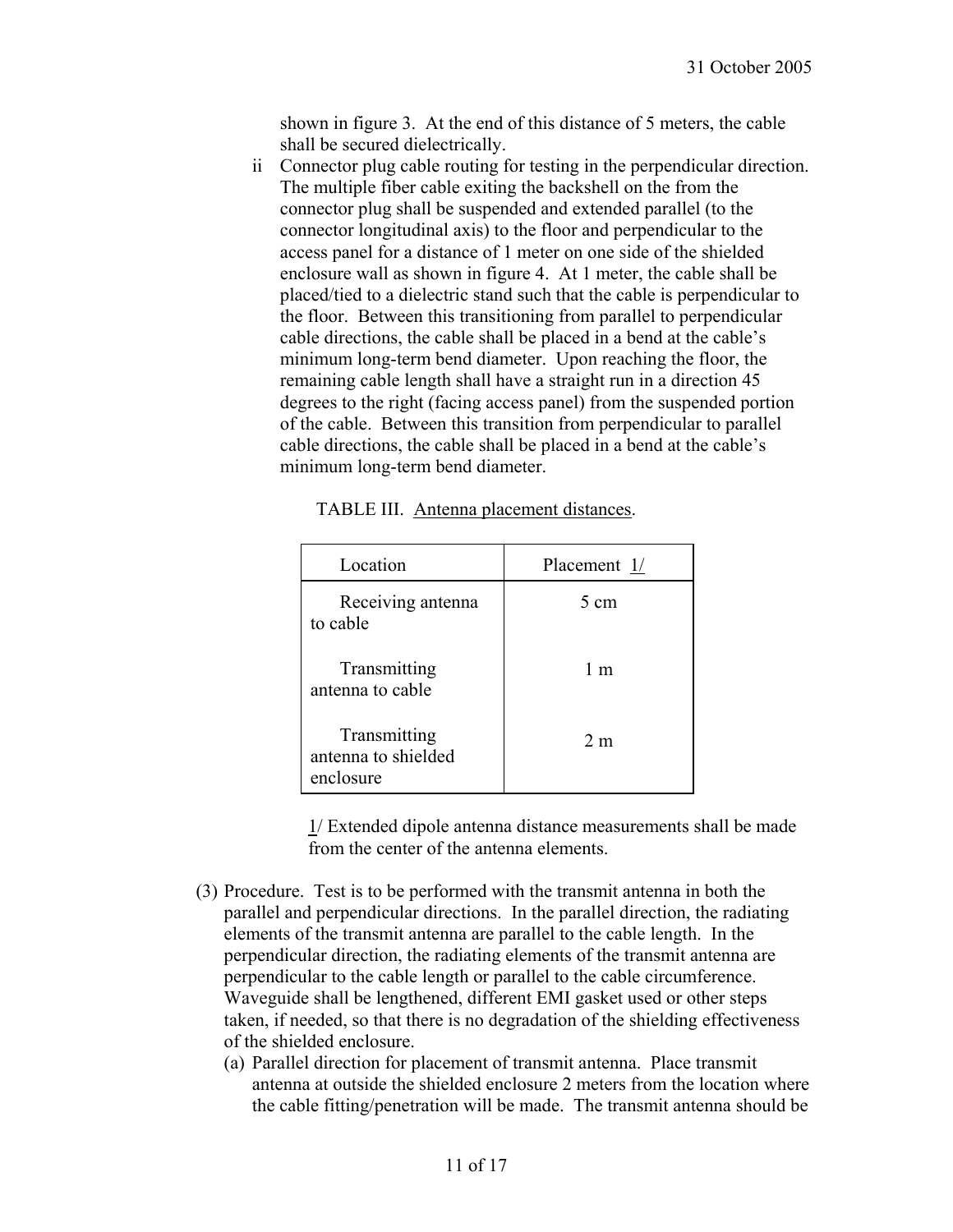shown in figure 3. At the end of this distance of 5 meters, the cable shall be secured dielectrically.

ii Connector plug cable routing for testing in the perpendicular direction. The multiple fiber cable exiting the backshell on the from the connector plug shall be suspended and extended parallel (to the connector longitudinal axis) to the floor and perpendicular to the access panel for a distance of 1 meter on one side of the shielded enclosure wall as shown in figure 4. At 1 meter, the cable shall be placed/tied to a dielectric stand such that the cable is perpendicular to the floor. Between this transitioning from parallel to perpendicular cable directions, the cable shall be placed in a bend at the cable's minimum long-term bend diameter. Upon reaching the floor, the remaining cable length shall have a straight run in a direction 45 degrees to the right (facing access panel) from the suspended portion of the cable. Between this transition from perpendicular to parallel cable directions, the cable shall be placed in a bend at the cable's minimum long-term bend diameter.

TABLE III. Antenna placement distances.

| Location | Placement 1/ |
|---|---|
| Receiving antenna to cable | 5 cm |
| Transmitting antenna to cable | 1 m |
| Transmitting antenna to shielded enclosure | 2 m |

1/ Extended dipole antenna distance measurements shall be made from the center of the antenna elements.

(3) Procedure. Test is to be performed with the transmit antenna in both the parallel and perpendicular directions. In the parallel direction, the radiating elements of the transmit antenna are parallel to the cable length. In the perpendicular direction, the radiating elements of the transmit antenna are perpendicular to the cable length or parallel to the cable circumference. Waveguide shall be lengthened, different EMI gasket used or other steps taken, if needed, so that there is no degradation of the shielding effectiveness of the shielded enclosure.

(a) Parallel direction for placement of transmit antenna. Place transmit antenna at outside the shielded enclosure 2 meters from the location where the cable fitting/penetration will be made. The transmit antenna should be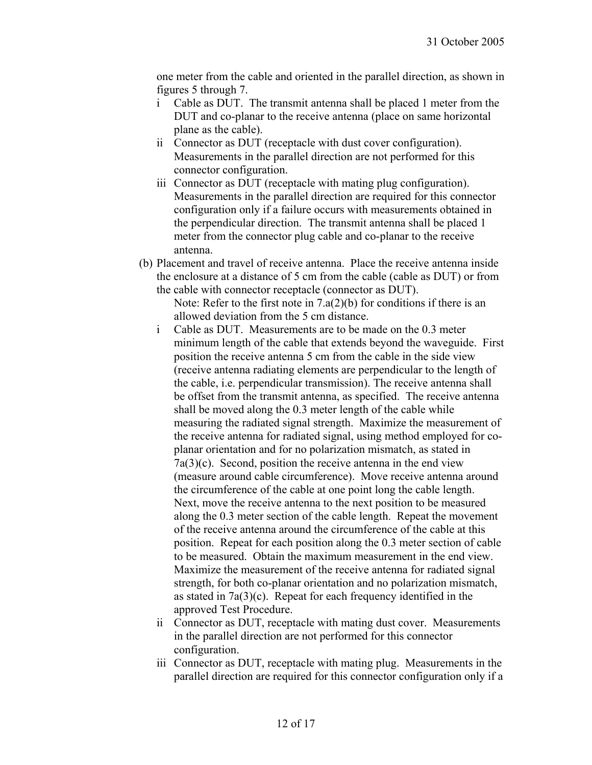one meter from the cable and oriented in the parallel direction, as shown in figures 5 through 7.

- i Cable as DUT. The transmit antenna shall be placed 1 meter from the DUT and co-planar to the receive antenna (place on same horizontal plane as the cable).
- ii Connector as DUT (receptacle with dust cover configuration). Measurements in the parallel direction are not performed for this connector configuration.
- iii Connector as DUT (receptacle with mating plug configuration). Measurements in the parallel direction are required for this connector configuration only if a failure occurs with measurements obtained in the perpendicular direction. The transmit antenna shall be placed 1 meter from the connector plug cable and co-planar to the receive antenna.

(b) Placement and travel of receive antenna. Place the receive antenna inside the enclosure at a distance of 5 cm from the cable (cable as DUT) or from the cable with connector receptacle (connector as DUT).

Note: Refer to the first note in 7.a(2)(b) for conditions if there is an allowed deviation from the 5 cm distance.

- i Cable as DUT. Measurements are to be made on the 0.3 meter minimum length of the cable that extends beyond the waveguide. First position the receive antenna 5 cm from the cable in the side view (receive antenna radiating elements are perpendicular to the length of the cable, i.e. perpendicular transmission). The receive antenna shall be offset from the transmit antenna, as specified. The receive antenna shall be moved along the 0.3 meter length of the cable while measuring the radiated signal strength. Maximize the measurement of the receive antenna for radiated signal, using method employed for co-planar orientation and for no polarization mismatch, as stated in 7a(3)(c). Second, position the receive antenna in the end view (measure around cable circumference). Move receive antenna around the circumference of the cable at one point long the cable length. Next, move the receive antenna to the next position to be measured along the 0.3 meter section of the cable length. Repeat the movement of the receive antenna around the circumference of the cable at this position. Repeat for each position along the 0.3 meter section of cable to be measured. Obtain the maximum measurement in the end view. Maximize the measurement of the receive antenna for radiated signal strength, for both co-planar orientation and no polarization mismatch, as stated in 7a(3)(c). Repeat for each frequency identified in the approved Test Procedure.
- ii Connector as DUT, receptacle with mating dust cover. Measurements in the parallel direction are not performed for this connector configuration.
- iii Connector as DUT, receptacle with mating plug. Measurements in the parallel direction are required for this connector configuration only if a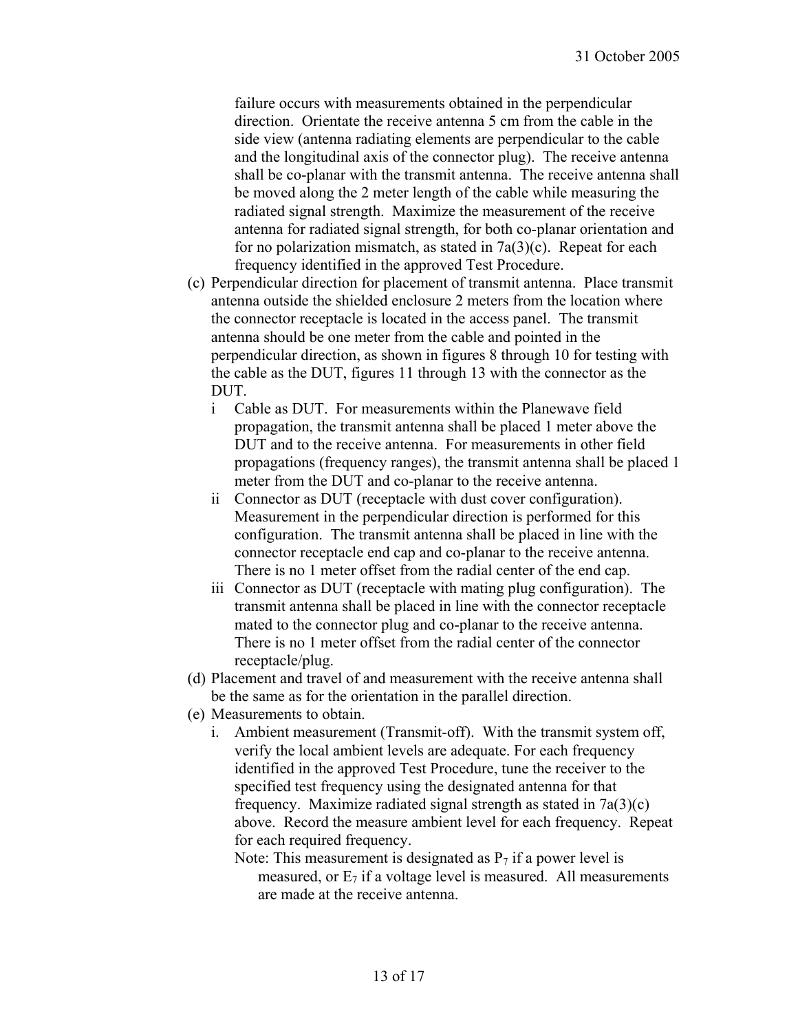failure occurs with measurements obtained in the perpendicular direction. Orientate the receive antenna 5 cm from the cable in the side view (antenna radiating elements are perpendicular to the cable and the longitudinal axis of the connector plug). The receive antenna shall be co-planar with the transmit antenna. The receive antenna shall be moved along the 2 meter length of the cable while measuring the radiated signal strength. Maximize the measurement of the receive antenna for radiated signal strength, for both co-planar orientation and for no polarization mismatch, as stated in 7a(3)(c). Repeat for each frequency identified in the approved Test Procedure.

(c) Perpendicular direction for placement of transmit antenna. Place transmit antenna outside the shielded enclosure 2 meters from the location where the connector receptacle is located in the access panel. The transmit antenna should be one meter from the cable and pointed in the perpendicular direction, as shown in figures 8 through 10 for testing with the cable as the DUT, figures 11 through 13 with the connector as the DUT.

   i Cable as DUT. For measurements within the Planewave field propagation, the transmit antenna shall be placed 1 meter above the DUT and to the receive antenna. For measurements in other field propagations (frequency ranges), the transmit antenna shall be placed 1 meter from the DUT and co-planar to the receive antenna.

   ii Connector as DUT (receptacle with dust cover configuration). Measurement in the perpendicular direction is performed for this configuration. The transmit antenna shall be placed in line with the connector receptacle end cap and co-planar to the receive antenna. There is no 1 meter offset from the radial center of the end cap.

   iii Connector as DUT (receptacle with mating plug configuration). The transmit antenna shall be placed in line with the connector receptacle mated to the connector plug and co-planar to the receive antenna. There is no 1 meter offset from the radial center of the connector receptacle/plug.

(d) Placement and travel of and measurement with the receive antenna shall be the same as for the orientation in the parallel direction.

(e) Measurements to obtain.

   i. Ambient measurement (Transmit-off). With the transmit system off, verify the local ambient levels are adequate. For each frequency identified in the approved Test Procedure, tune the receiver to the specified test frequency using the designated antenna for that frequency. Maximize radiated signal strength as stated in 7a(3)(c) above. Record the measure ambient level for each frequency. Repeat for each required frequency.

   Note: This measurement is designated as $P_7$ if a power level is measured, or $E_7$ if a voltage level is measured. All measurements are made at the receive antenna.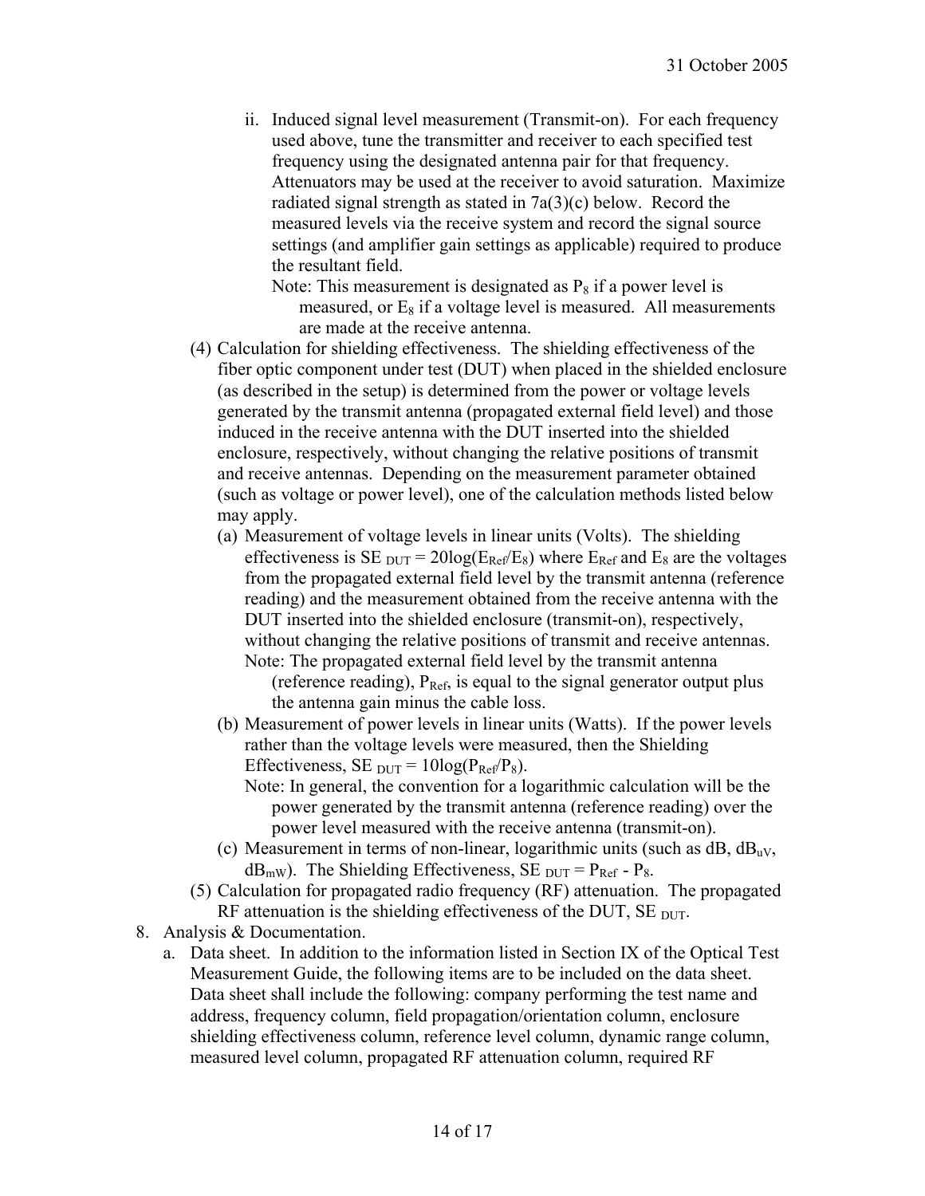ii. Induced signal level measurement (Transmit-on). For each frequency used above, tune the transmitter and receiver to each specified test frequency using the designated antenna pair for that frequency. Attenuators may be used at the receiver to avoid saturation. Maximize radiated signal strength as stated in 7a(3)(c) below. Record the measured levels via the receive system and record the signal source settings (and amplifier gain settings as applicable) required to produce the resultant field.

   Note: This measurement is designated as $P_8$ if a power level is measured, or $E_8$ if a voltage level is measured. All measurements are made at the receive antenna.

(4) Calculation for shielding effectiveness. The shielding effectiveness of the fiber optic component under test (DUT) when placed in the shielded enclosure (as described in the setup) is determined from the power or voltage levels generated by the transmit antenna (propagated external field level) and those induced in the receive antenna with the DUT inserted into the shielded enclosure, respectively, without changing the relative positions of transmit and receive antennas. Depending on the measurement parameter obtained (such as voltage or power level), one of the calculation methods listed below may apply.

(a) Measurement of voltage levels in linear units (Volts). The shielding effectiveness is $SE_{DUT} = 20\log(E_{Ref}/E_8)$ where $E_{Ref}$ and $E_8$ are the voltages from the propagated external field level by the transmit antenna (reference reading) and the measurement obtained from the receive antenna with the DUT inserted into the shielded enclosure (transmit-on), respectively, without changing the relative positions of transmit and receive antennas.

   Note: The propagated external field level by the transmit antenna (reference reading), $P_{Ref}$, is equal to the signal generator output plus the antenna gain minus the cable loss.

(b) Measurement of power levels in linear units (Watts). If the power levels rather than the voltage levels were measured, then the Shielding Effectiveness, $SE_{DUT} = 10\log(P_{Ref}/P_8)$.

   Note: In general, the convention for a logarithmic calculation will be the power generated by the transmit antenna (reference reading) over the power level measured with the receive antenna (transmit-on).

(c) Measurement in terms of non-linear, logarithmic units (such as dB, $dB_{uV}$, $dB_{mW}$). The Shielding Effectiveness, $SE_{DUT} = P_{Ref} - P_8$.

(5) Calculation for propagated radio frequency (RF) attenuation. The propagated RF attenuation is the shielding effectiveness of the DUT, $SE_{DUT}$.

8. Analysis & Documentation.

   a. Data sheet. In addition to the information listed in Section IX of the Optical Test Measurement Guide, the following items are to be included on the data sheet. Data sheet shall include the following: company performing the test name and address, frequency column, field propagation/orientation column, enclosure shielding effectiveness column, reference level column, dynamic range column, measured level column, propagated RF attenuation column, required RF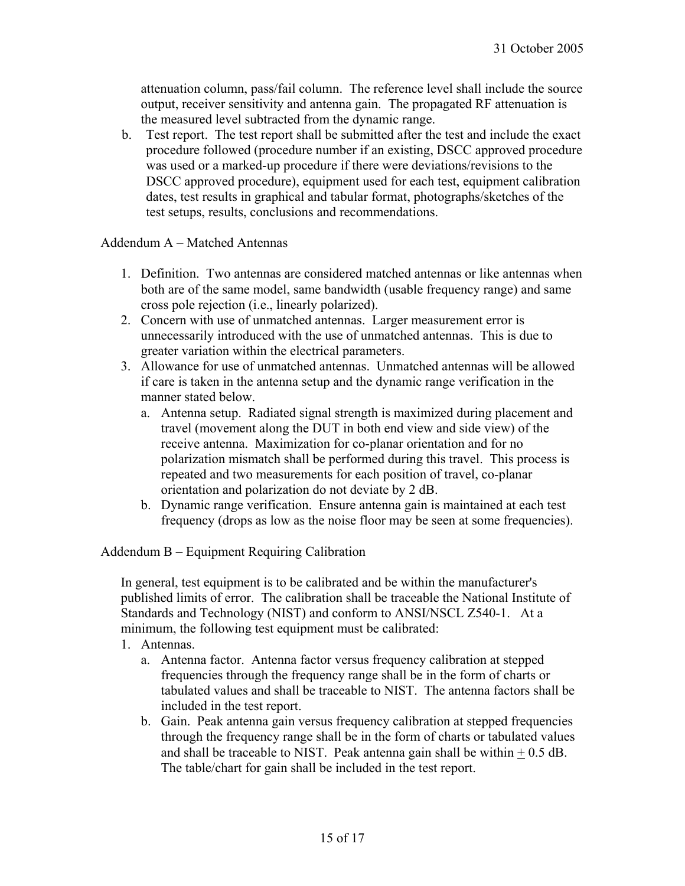attenuation column, pass/fail column. The reference level shall include the source output, receiver sensitivity and antenna gain. The propagated RF attenuation is the measured level subtracted from the dynamic range.

b. Test report. The test report shall be submitted after the test and include the exact procedure followed (procedure number if an existing, DSCC approved procedure was used or a marked-up procedure if there were deviations/revisions to the DSCC approved procedure), equipment used for each test, equipment calibration dates, test results in graphical and tabular format, photographs/sketches of the test setups, results, conclusions and recommendations.

Addendum A – Matched Antennas

1. Definition. Two antennas are considered matched antennas or like antennas when both are of the same model, same bandwidth (usable frequency range) and same cross pole rejection (i.e., linearly polarized).
2. Concern with use of unmatched antennas. Larger measurement error is unnecessarily introduced with the use of unmatched antennas. This is due to greater variation within the electrical parameters.
3. Allowance for use of unmatched antennas. Unmatched antennas will be allowed if care is taken in the antenna setup and the dynamic range verification in the manner stated below.
   a. Antenna setup. Radiated signal strength is maximized during placement and travel (movement along the DUT in both end view and side view) of the receive antenna. Maximization for co-planar orientation and for no polarization mismatch shall be performed during this travel. This process is repeated and two measurements for each position of travel, co-planar orientation and polarization do not deviate by 2 dB.
   b. Dynamic range verification. Ensure antenna gain is maintained at each test frequency (drops as low as the noise floor may be seen at some frequencies).

Addendum B – Equipment Requiring Calibration

In general, test equipment is to be calibrated and be within the manufacturer's published limits of error. The calibration shall be traceable the National Institute of Standards and Technology (NIST) and conform to ANSI/NSCL Z540-1. At a minimum, the following test equipment must be calibrated:

1. Antennas.
   a. Antenna factor. Antenna factor versus frequency calibration at stepped frequencies through the frequency range shall be in the form of charts or tabulated values and shall be traceable to NIST. The antenna factors shall be included in the test report.
   b. Gain. Peak antenna gain versus frequency calibration at stepped frequencies through the frequency range shall be in the form of charts or tabulated values and shall be traceable to NIST. Peak antenna gain shall be within $\pm$ 0.5 dB. The table/chart for gain shall be included in the test report.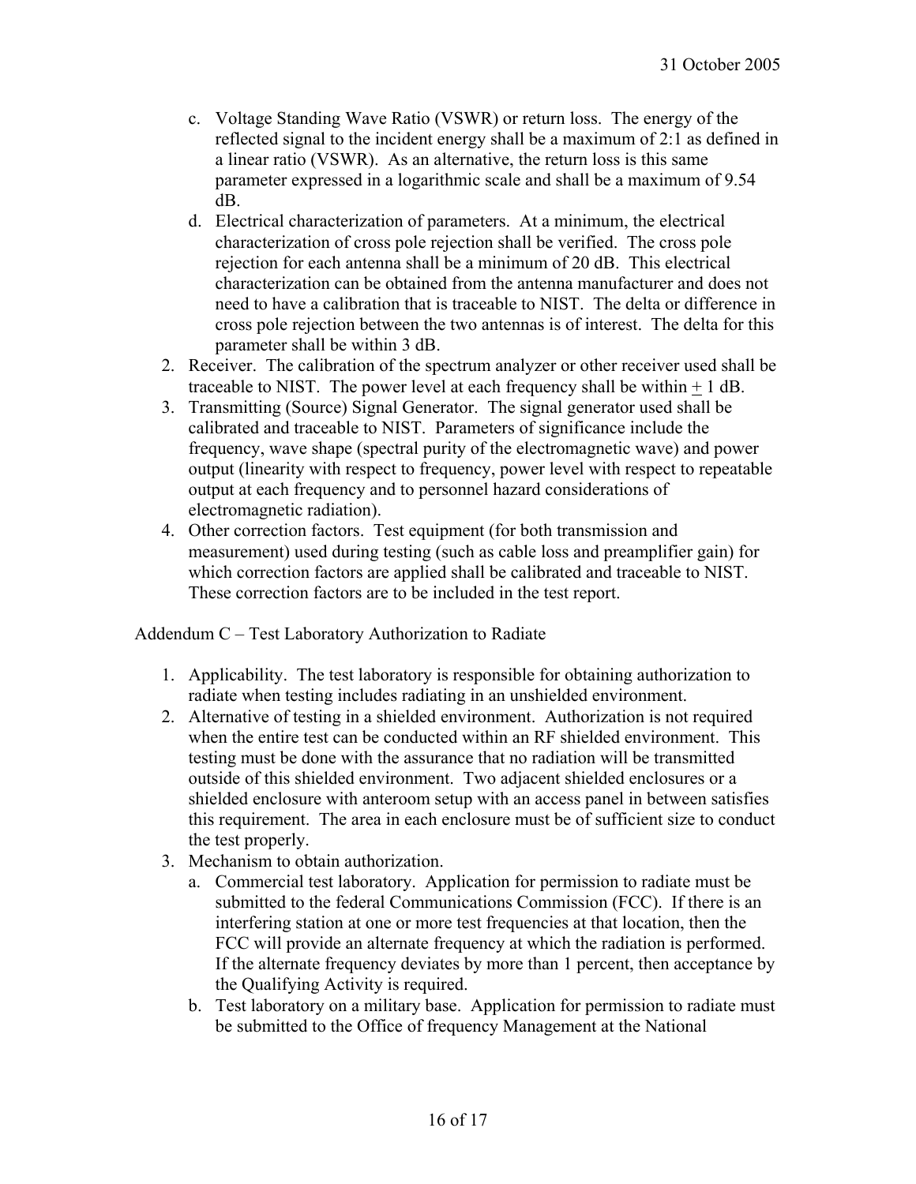c. Voltage Standing Wave Ratio (VSWR) or return loss. The energy of the reflected signal to the incident energy shall be a maximum of 2:1 as defined in a linear ratio (VSWR). As an alternative, the return loss is this same parameter expressed in a logarithmic scale and shall be a maximum of 9.54 dB.
d. Electrical characterization of parameters. At a minimum, the electrical characterization of cross pole rejection shall be verified. The cross pole rejection for each antenna shall be a minimum of 20 dB. This electrical characterization can be obtained from the antenna manufacturer and does not need to have a calibration that is traceable to NIST. The delta or difference in cross pole rejection between the two antennas is of interest. The delta for this parameter shall be within 3 dB.

2. Receiver. The calibration of the spectrum analyzer or other receiver used shall be traceable to NIST. The power level at each frequency shall be within ± 1 dB.
3. Transmitting (Source) Signal Generator. The signal generator used shall be calibrated and traceable to NIST. Parameters of significance include the frequency, wave shape (spectral purity of the electromagnetic wave) and power output (linearity with respect to frequency, power level with respect to repeatable output at each frequency and to personnel hazard considerations of electromagnetic radiation).
4. Other correction factors. Test equipment (for both transmission and measurement) used during testing (such as cable loss and preamplifier gain) for which correction factors are applied shall be calibrated and traceable to NIST. These correction factors are to be included in the test report.

Addendum C – Test Laboratory Authorization to Radiate

1. Applicability. The test laboratory is responsible for obtaining authorization to radiate when testing includes radiating in an unshielded environment.
2. Alternative of testing in a shielded environment. Authorization is not required when the entire test can be conducted within an RF shielded environment. This testing must be done with the assurance that no radiation will be transmitted outside of this shielded environment. Two adjacent shielded enclosures or a shielded enclosure with anteroom setup with an access panel in between satisfies this requirement. The area in each enclosure must be of sufficient size to conduct the test properly.
3. Mechanism to obtain authorization.
   a. Commercial test laboratory. Application for permission to radiate must be submitted to the federal Communications Commission (FCC). If there is an interfering station at one or more test frequencies at that location, then the FCC will provide an alternate frequency at which the radiation is performed. If the alternate frequency deviates by more than 1 percent, then acceptance by the Qualifying Activity is required.
   b. Test laboratory on a military base. Application for permission to radiate must be submitted to the Office of frequency Management at the National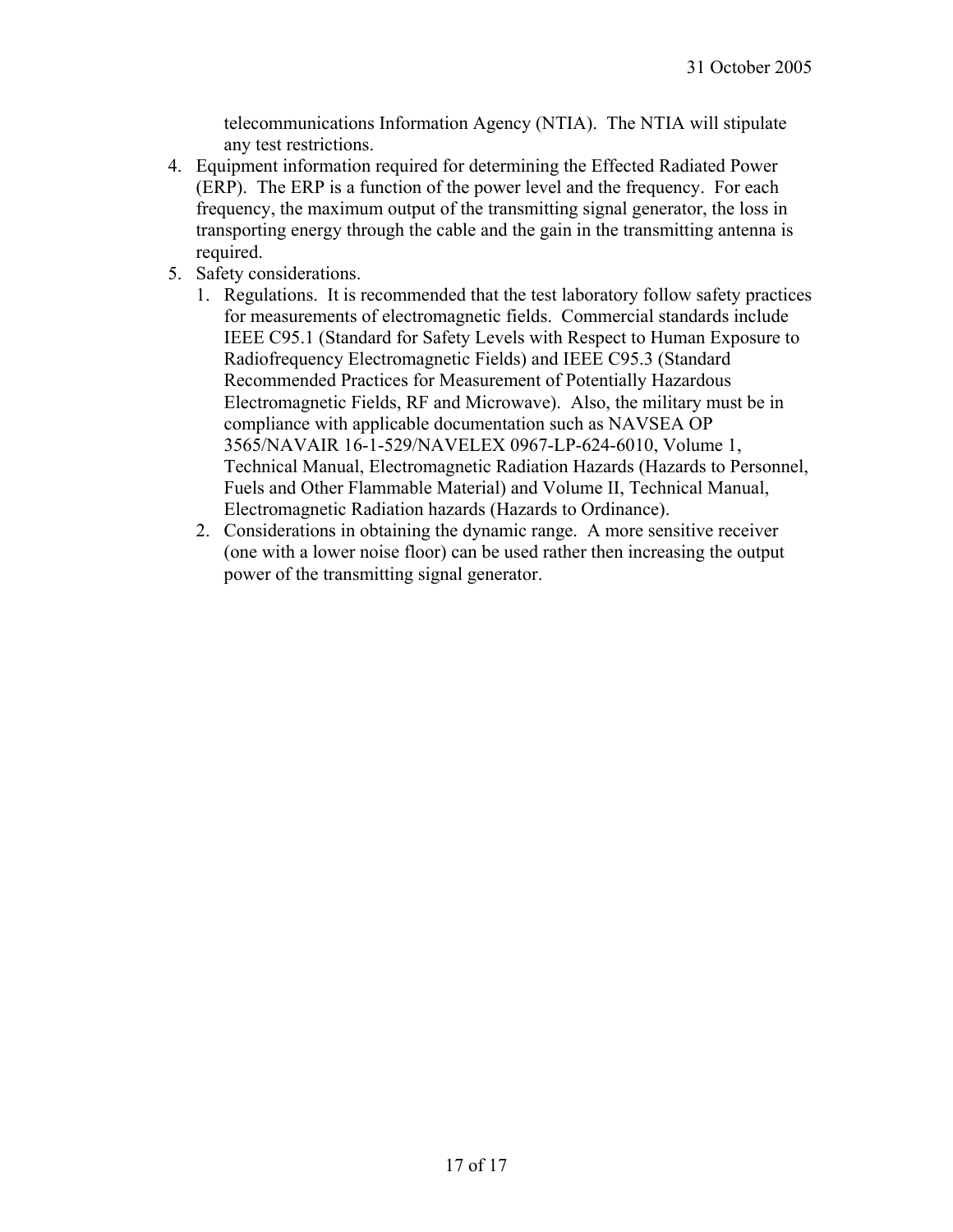telecommunications Information Agency (NTIA). The NTIA will stipulate any test restrictions.

4. Equipment information required for determining the Effected Radiated Power (ERP). The ERP is a function of the power level and the frequency. For each frequency, the maximum output of the transmitting signal generator, the loss in transporting energy through the cable and the gain in the transmitting antenna is required.
5. Safety considerations.
   1. Regulations. It is recommended that the test laboratory follow safety practices for measurements of electromagnetic fields. Commercial standards include IEEE C95.1 (Standard for Safety Levels with Respect to Human Exposure to Radiofrequency Electromagnetic Fields) and IEEE C95.3 (Standard Recommended Practices for Measurement of Potentially Hazardous Electromagnetic Fields, RF and Microwave). Also, the military must be in compliance with applicable documentation such as NAVSEA OP 3565/NAVAIR 16-1-529/NAVELEX 0967-LP-624-6010, Volume 1, Technical Manual, Electromagnetic Radiation Hazards (Hazards to Personnel, Fuels and Other Flammable Material) and Volume II, Technical Manual, Electromagnetic Radiation hazards (Hazards to Ordinance).
   2. Considerations in obtaining the dynamic range. A more sensitive receiver (one with a lower noise floor) can be used rather then increasing the output power of the transmitting signal generator.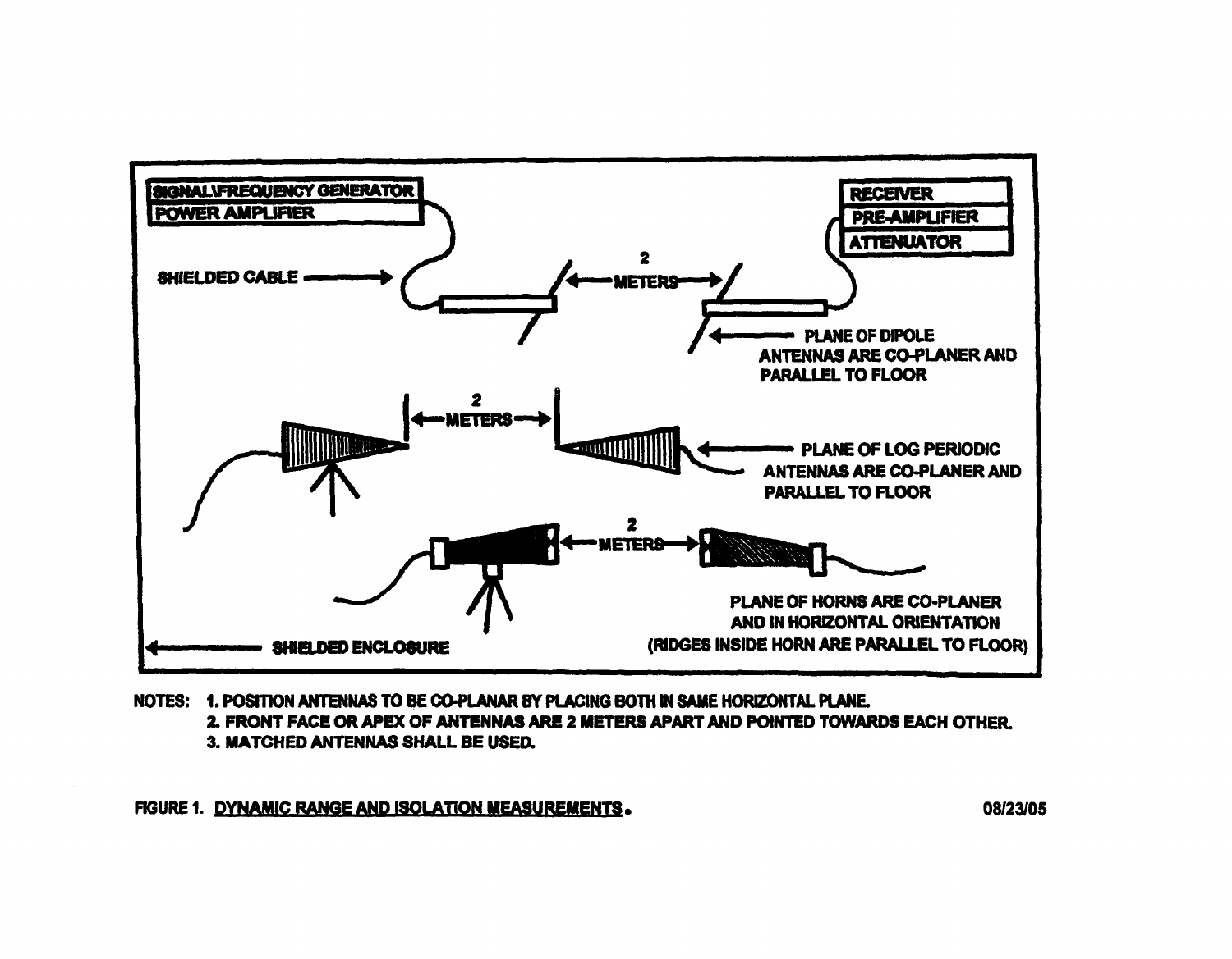SIGNAL\FREQUENCY GENERATOR
POWER AMPLIFIER

RECEIVER
PRE-AMPLIFIER
ATTENUATOR

SHIELDED CABLE

2 METERS

PLANE OF DIPOLE ANTENNAS ARE CO-PLANER AND PARALLEL TO FLOOR

2 METERS

PLANE OF LOG PERIODIC ANTENNAS ARE CO-PLANER AND PARALLEL TO FLOOR

2 METERS

PLANE OF HORNS ARE CO-PLANER AND IN HORIZONTAL ORIENTATION (RIDGES INSIDE HORN ARE PARALLEL TO FLOOR)

SHIELDED ENCLOSURE

NOTES:
1. POSITION ANTENNAS TO BE CO-PLANAR BY PLACING BOTH IN SAME HORIZONTAL PLANE.
2. FRONT FACE OR APEX OF ANTENNAS ARE 2 METERS APART AND POINTED TOWARDS EACH OTHER.
3. MATCHED ANTENNAS SHALL BE USED.

FIGURE 1. DYNAMIC RANGE AND ISOLATION MEASUREMENTS. 08/23/05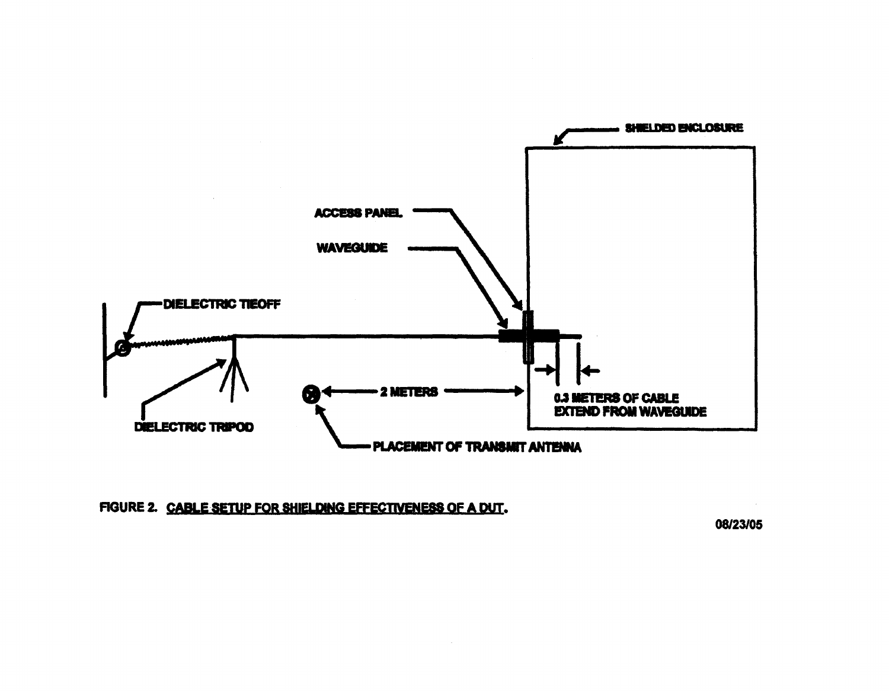SHIELDED ENCLOSURE

ACCESS PANEL

WAVEGUIDE

DIELECTRIC TIEOFF

DIELECTRIC TRIPOD

2 METERS

0.3 METERS OF CABLE EXTEND FROM WAVEGUIDE

PLACEMENT OF TRANSMIT ANTENNA

FIGURE 2. CABLE SETUP FOR SHIELDING EFFECTIVENESS OF A DUT.

08/23/05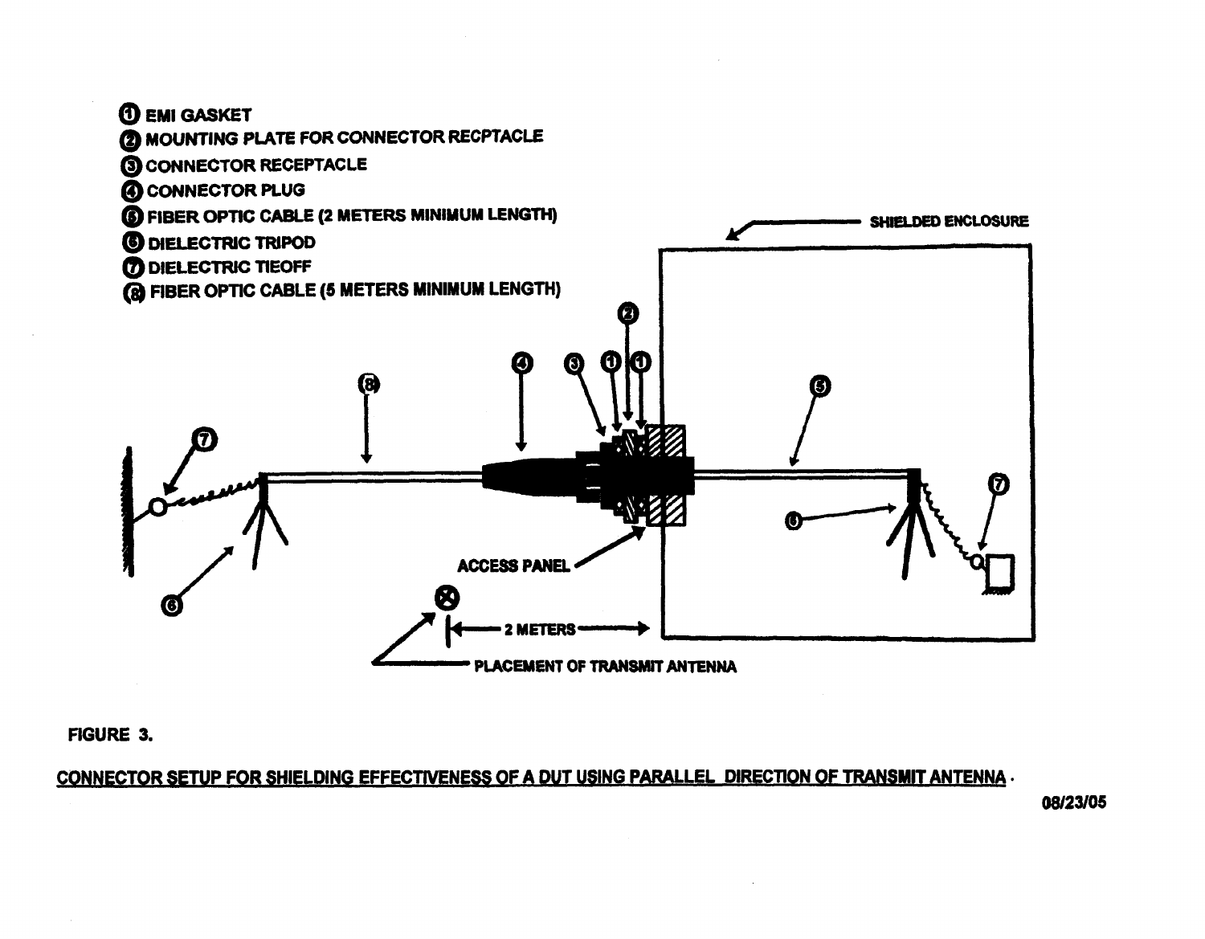① EMI GASKET
② MOUNTING PLATE FOR CONNECTOR RECPTACLE
③ CONNECTOR RECEPTACLE
④ CONNECTOR PLUG
⑤ FIBER OPTIC CABLE (2 METERS MINIMUM LENGTH)
⑥ DIELECTRIC TRIPOD
⑦ DIELECTRIC TIEOFF
⑧ FIBER OPTIC CABLE (5 METERS MINIMUM LENGTH)

SHIELDED ENCLOSURE

ACCESS PANEL

2 METERS

PLACEMENT OF TRANSMIT ANTENNA

FIGURE 3.

CONNECTOR SETUP FOR SHIELDING EFFECTIVENESS OF A DUT USING PARALLEL DIRECTION OF TRANSMIT ANTENNA.

08/23/05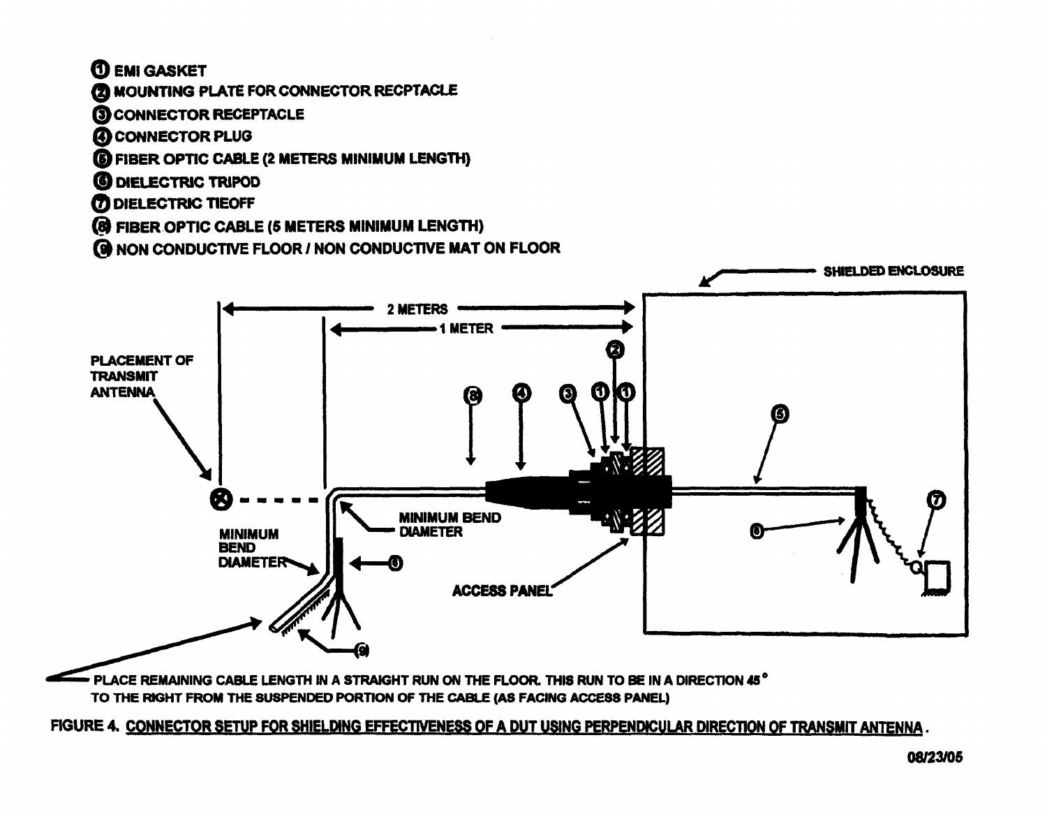① EMI GASKET
② MOUNTING PLATE FOR CONNECTOR RECPTACLE
③ CONNECTOR RECEPTACLE
④ CONNECTOR PLUG
⑤ FIBER OPTIC CABLE (2 METERS MINIMUM LENGTH)
⑥ DIELECTRIC TRIPOD
⑦ DIELECTRIC TIEOFF
⑧ FIBER OPTIC CABLE (5 METERS MINIMUM LENGTH)
⑨ NON CONDUCTIVE FLOOR / NON CONDUCTIVE MAT ON FLOOR

SHIELDED ENCLOSURE

2 METERS

1 METER

PLACEMENT OF TRANSMIT ANTENNA

MINIMUM BEND DIAMETER

MINIMUM BEND DIAMETER

ACCESS PANEL

PLACE REMAINING CABLE LENGTH IN A STRAIGHT RUN ON THE FLOOR. THIS RUN TO BE IN A DIRECTION 45° TO THE RIGHT FROM THE SUSPENDED PORTION OF THE CABLE (AS FACING ACCESS PANEL)

FIGURE 4. CONNECTOR SETUP FOR SHIELDING EFFECTIVENESS OF A DUT USING PERPENDICULAR DIRECTION OF TRANSMIT ANTENNA.

08/23/05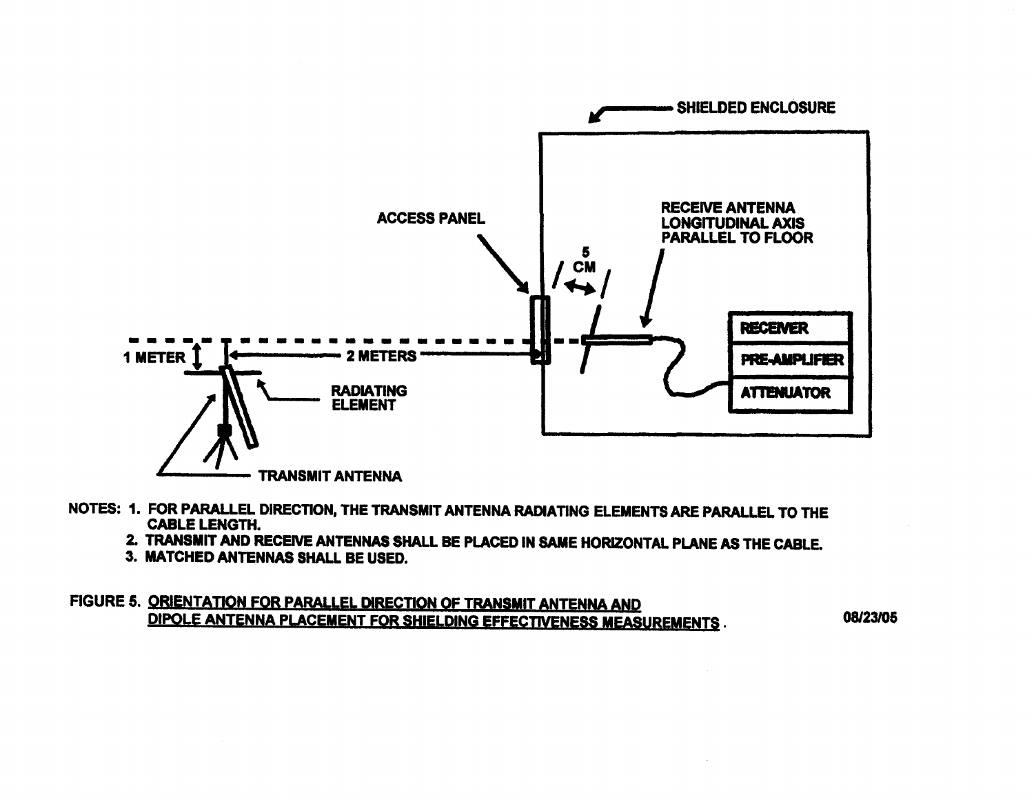SHIELDED ENCLOSURE

ACCESS PANEL

RECEIVE ANTENNA LONGITUDINAL AXIS PARALLEL TO FLOOR

5 CM

1 METER

2 METERS

RADIATING ELEMENT

TRANSMIT ANTENNA

RECEIVER

PRE-AMPLIFIER

ATTENUATOR

NOTES:
1. FOR PARALLEL DIRECTION, THE TRANSMIT ANTENNA RADIATING ELEMENTS ARE PARALLEL TO THE CABLE LENGTH.
2. TRANSMIT AND RECEIVE ANTENNAS SHALL BE PLACED IN SAME HORIZONTAL PLANE AS THE CABLE.
3. MATCHED ANTENNAS SHALL BE USED.

FIGURE 5. ORIENTATION FOR PARALLEL DIRECTION OF TRANSMIT ANTENNA AND DIPOLE ANTENNA PLACEMENT FOR SHIELDING EFFECTIVENESS MEASUREMENTS.

08/23/05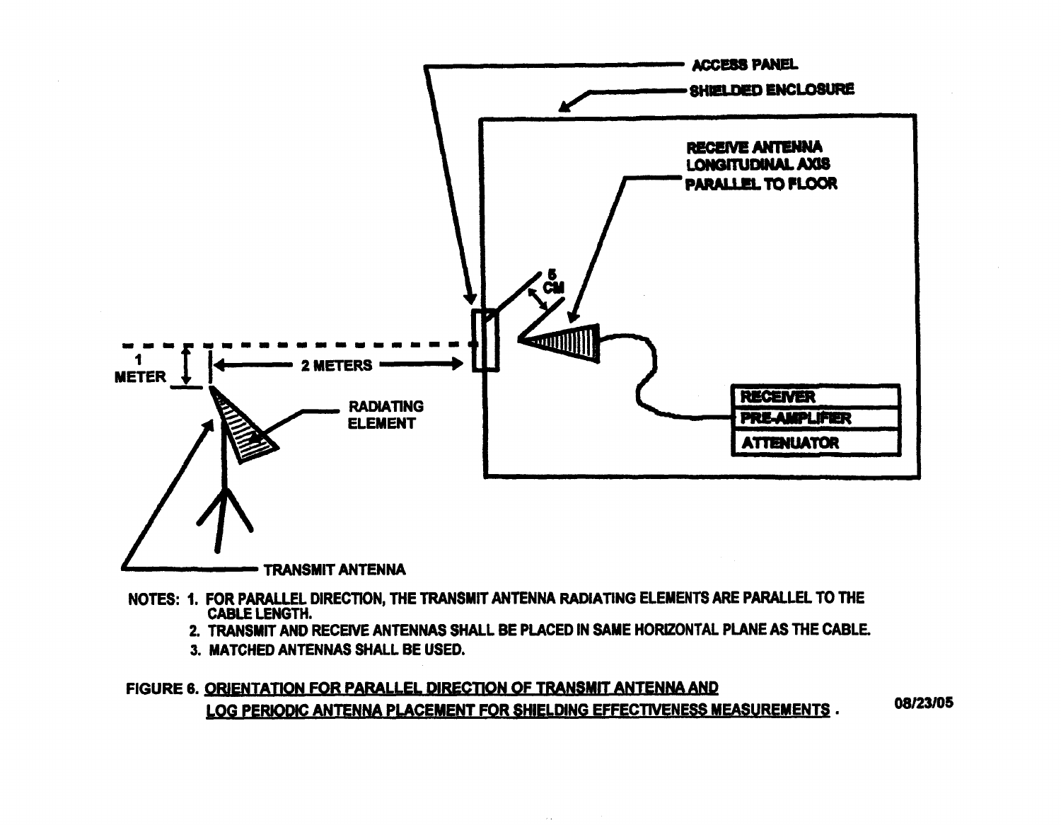ACCESS PANEL

SHIELDED ENCLOSURE

RECEIVE ANTENNA LONGITUDINAL AXIS PARALLEL TO FLOOR

5 CM

1 METER

2 METERS

RADIATING ELEMENT

RECEIVER

PRE-AMPLIFIER

ATTENUATOR

TRANSMIT ANTENNA

NOTES:
1. FOR PARALLEL DIRECTION, THE TRANSMIT ANTENNA RADIATING ELEMENTS ARE PARALLEL TO THE CABLE LENGTH.
2. TRANSMIT AND RECEIVE ANTENNAS SHALL BE PLACED IN SAME HORIZONTAL PLANE AS THE CABLE.
3. MATCHED ANTENNAS SHALL BE USED.

FIGURE 6. ORIENTATION FOR PARALLEL DIRECTION OF TRANSMIT ANTENNA AND LOG PERIODIC ANTENNA PLACEMENT FOR SHIELDING EFFECTIVENESS MEASUREMENTS.

08/23/05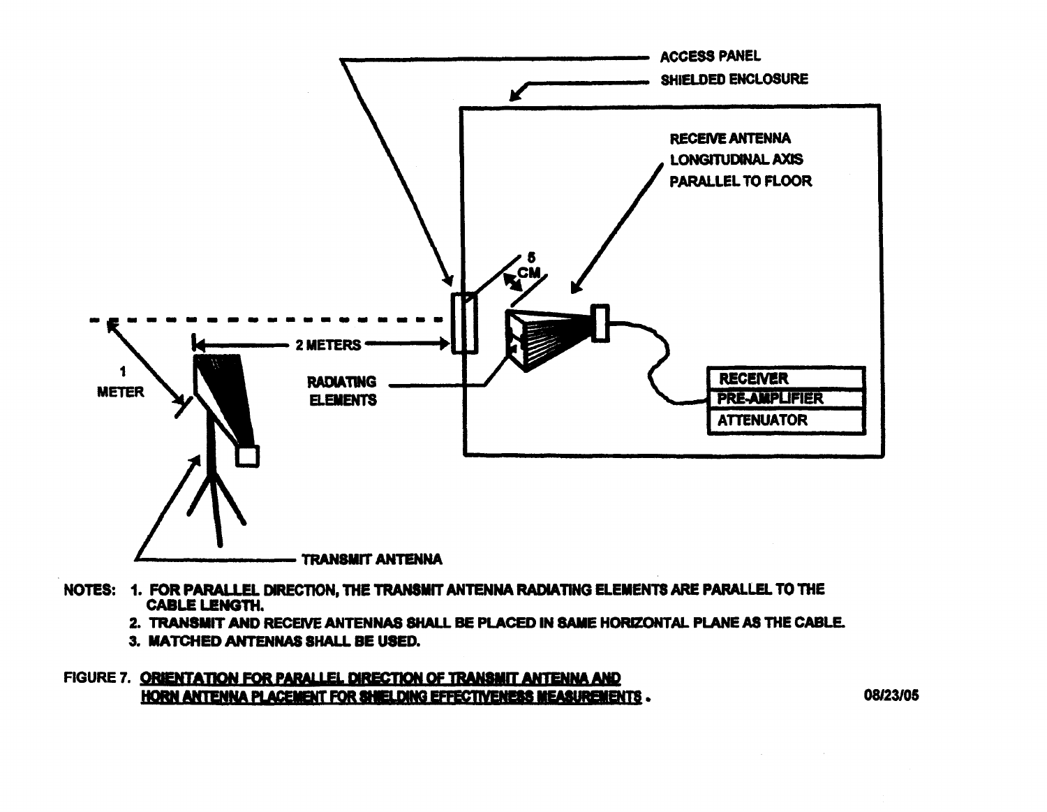ACCESS PANEL

SHIELDED ENCLOSURE

RECEIVE ANTENNA LONGITUDINAL AXIS PARALLEL TO FLOOR

5 CM

1 METER

2 METERS

RADIATING ELEMENTS

RECEIVER

PRE-AMPLIFIER

ATTENUATOR

TRANSMIT ANTENNA

NOTES:
1. FOR PARALLEL DIRECTION, THE TRANSMIT ANTENNA RADIATING ELEMENTS ARE PARALLEL TO THE CABLE LENGTH.
2. TRANSMIT AND RECEIVE ANTENNAS SHALL BE PLACED IN SAME HORIZONTAL PLANE AS THE CABLE.
3. MATCHED ANTENNAS SHALL BE USED.

FIGURE 7. ORIENTATION FOR PARALLEL DIRECTION OF TRANSMIT ANTENNA AND HORN ANTENNA PLACEMENT FOR SHIELDING EFFECTIVENESS MEASUREMENTS.

08/23/05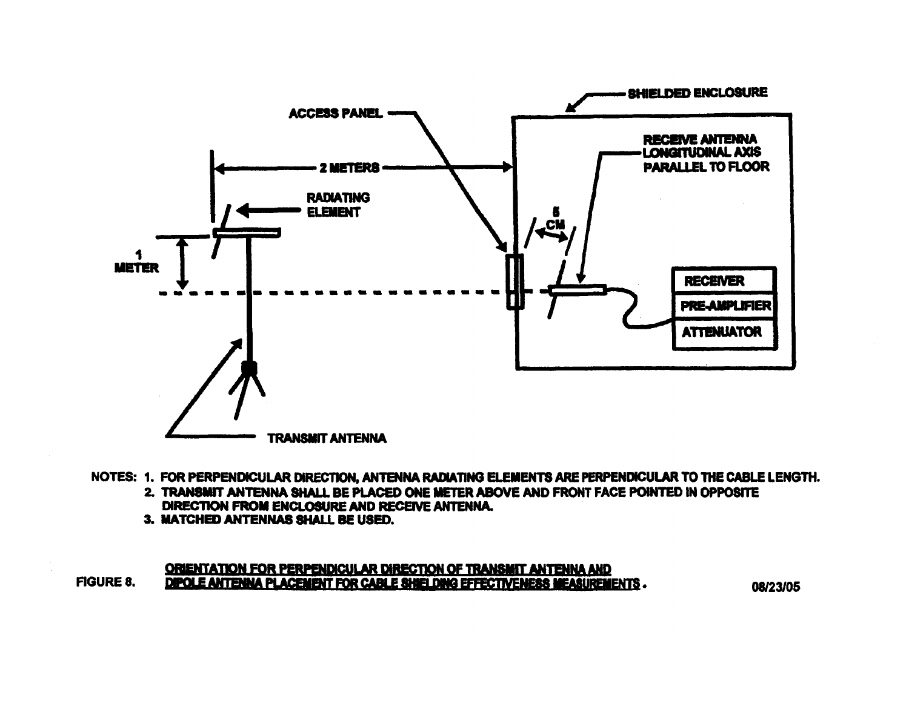SHIELDED ENCLOSURE

ACCESS PANEL

RECEIVE ANTENNA LONGITUDINAL AXIS PARALLEL TO FLOOR

2 METERS

RADIATING ELEMENT

5 CM

1 METER

RECEIVER

PRE-AMPLIFIER

ATTENUATOR

TRANSMIT ANTENNA

NOTES:
1. FOR PERPENDICULAR DIRECTION, ANTENNA RADIATING ELEMENTS ARE PERPENDICULAR TO THE CABLE LENGTH.
2. TRANSMIT ANTENNA SHALL BE PLACED ONE METER ABOVE AND FRONT FACE POINTED IN OPPOSITE DIRECTION FROM ENCLOSURE AND RECEIVE ANTENNA.
3. MATCHED ANTENNAS SHALL BE USED.

FIGURE 8. ORIENTATION FOR PERPENDICULAR DIRECTION OF TRANSMIT ANTENNA AND DIPOLE ANTENNA PLACEMENT FOR CABLE SHIELDING EFFECTIVENESS MEASUREMENTS.

08/23/05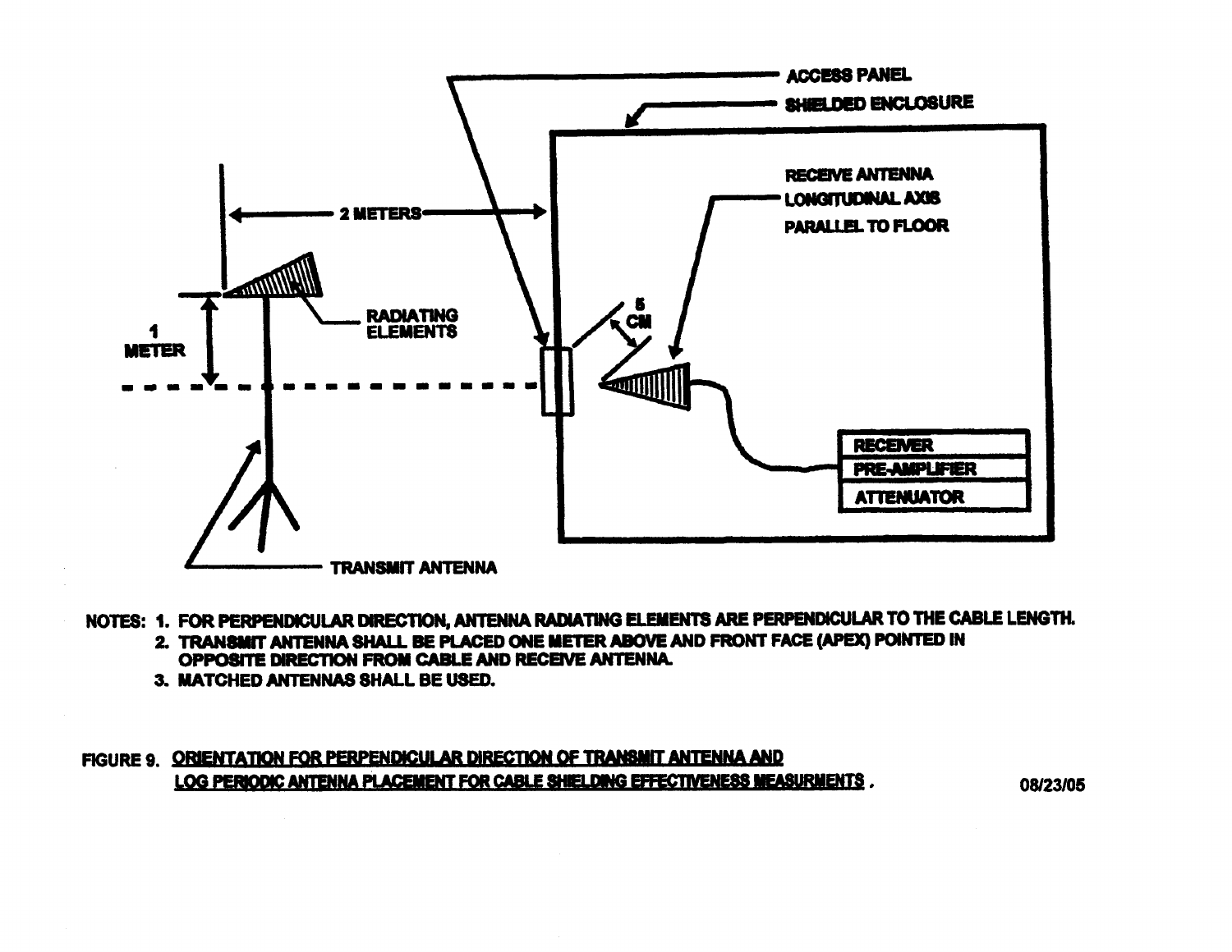ACCESS PANEL

SHIELDED ENCLOSURE

RECEIVE ANTENNA LONGITUDINAL AXIS PARALLEL TO FLOOR

2 METERS

RADIATING ELEMENTS

1 METER

5 CM

RECEIVER

PRE-AMPLIFIER

ATTENUATOR

TRANSMIT ANTENNA

NOTES:
1. FOR PERPENDICULAR DIRECTION, ANTENNA RADIATING ELEMENTS ARE PERPENDICULAR TO THE CABLE LENGTH.
2. TRANSMIT ANTENNA SHALL BE PLACED ONE METER ABOVE AND FRONT FACE (APEX) POINTED IN OPPOSITE DIRECTION FROM CABLE AND RECEIVE ANTENNA.
3. MATCHED ANTENNAS SHALL BE USED.

FIGURE 9. <u>ORIENTATION FOR PERPENDICULAR DIRECTION OF TRANSMIT ANTENNA AND LOG PERIODIC ANTENNA PLACEMENT FOR CABLE SHIELDING EFFECTIVENESS MEASURMENTS</u>.

08/23/05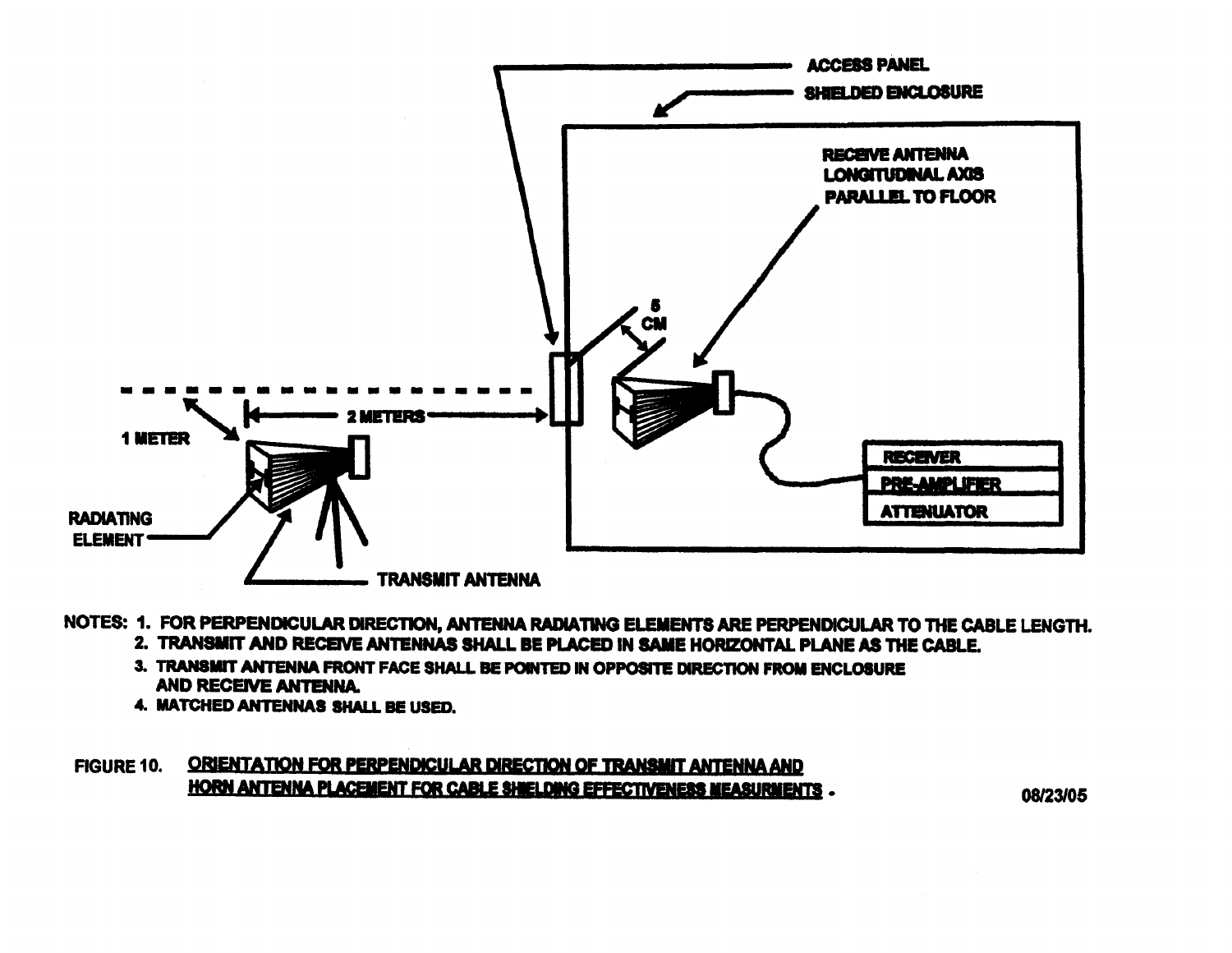ACCESS PANEL

SHIELDED ENCLOSURE

RECEIVE ANTENNA LONGITUDINAL AXIS PARALLEL TO FLOOR

5 CM

2 METERS

1 METER

RECEIVER

PRE-AMPLIFIER

ATTENUATOR

RADIATING ELEMENT

TRANSMIT ANTENNA

NOTES:
1. FOR PERPENDICULAR DIRECTION, ANTENNA RADIATING ELEMENTS ARE PERPENDICULAR TO THE CABLE LENGTH.
2. TRANSMIT AND RECEIVE ANTENNAS SHALL BE PLACED IN SAME HORIZONTAL PLANE AS THE CABLE.
3. TRANSMIT ANTENNA FRONT FACE SHALL BE POINTED IN OPPOSITE DIRECTION FROM ENCLOSURE AND RECEIVE ANTENNA.
4. MATCHED ANTENNAS SHALL BE USED.

FIGURE 10. <u>ORIENTATION FOR PERPENDICULAR DIRECTION OF TRANSMIT ANTENNA AND HORN ANTENNA PLACEMENT FOR CABLE SHIELDING EFFECTIVENESS MEASURMENTS</u> .

08/23/05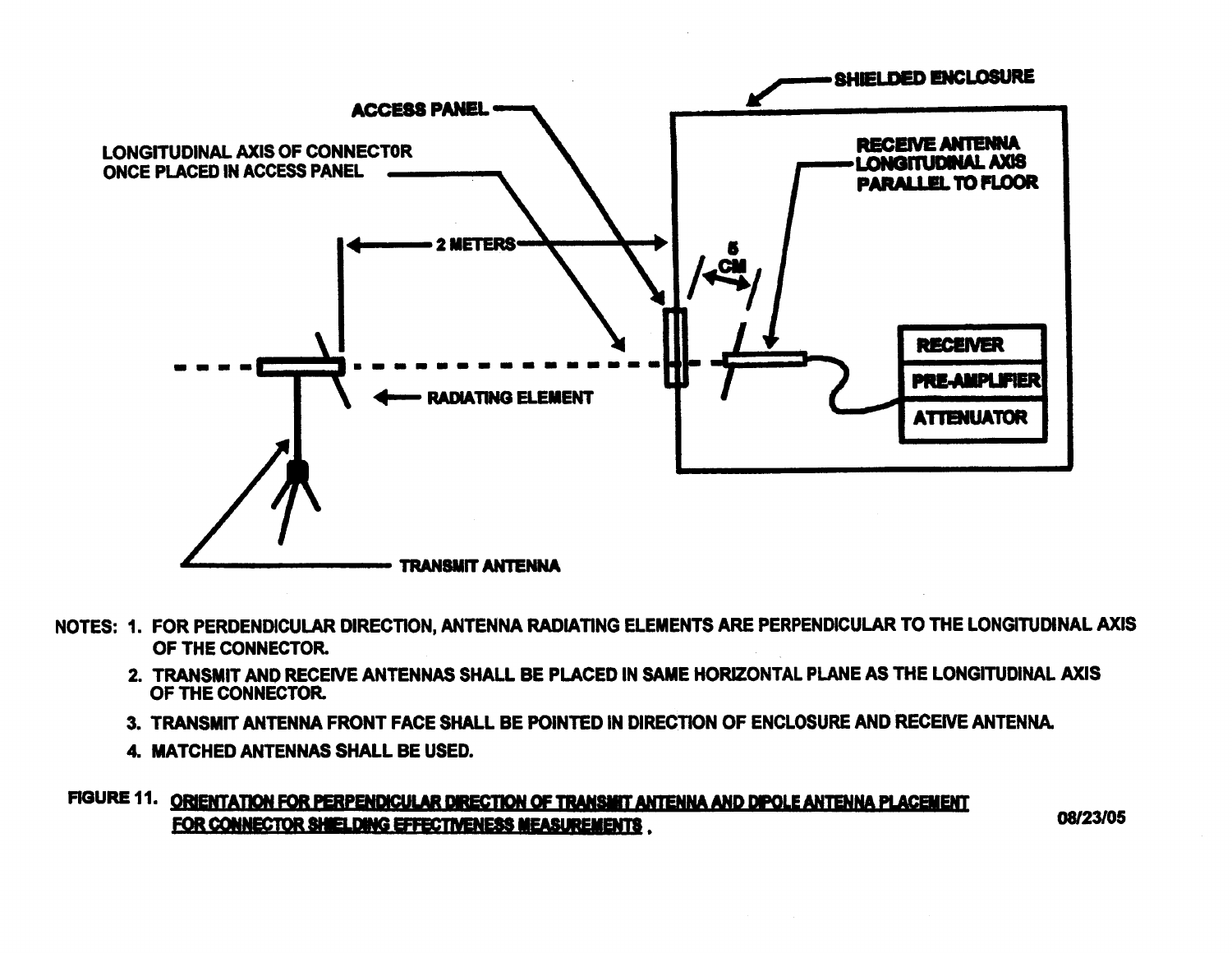SHIELDED ENCLOSURE

ACCESS PANEL

LONGITUDINAL AXIS OF CONNECTOR ONCE PLACED IN ACCESS PANEL

RECEIVE ANTENNA LONGITUDINAL AXIS PARALLEL TO FLOOR

2 METERS

5 CM

RECEIVER

PRE-AMPLIFIER

ATTENUATOR

RADIATING ELEMENT

TRANSMIT ANTENNA

NOTES:

1. FOR PERDENDICULAR DIRECTION, ANTENNA RADIATING ELEMENTS ARE PERPENDICULAR TO THE LONGITUDINAL AXIS OF THE CONNECTOR.
2. TRANSMIT AND RECEIVE ANTENNAS SHALL BE PLACED IN SAME HORIZONTAL PLANE AS THE LONGITUDINAL AXIS OF THE CONNECTOR.
3. TRANSMIT ANTENNA FRONT FACE SHALL BE POINTED IN DIRECTION OF ENCLOSURE AND RECEIVE ANTENNA.
4. MATCHED ANTENNAS SHALL BE USED.

FIGURE 11. ORIENTATION FOR PERPENDICULAR DIRECTION OF TRANSMIT ANTENNA AND DIPOLE ANTENNA PLACEMENT FOR CONNECTOR SHIELDING EFFECTIVENESS MEASUREMENTS.

08/23/05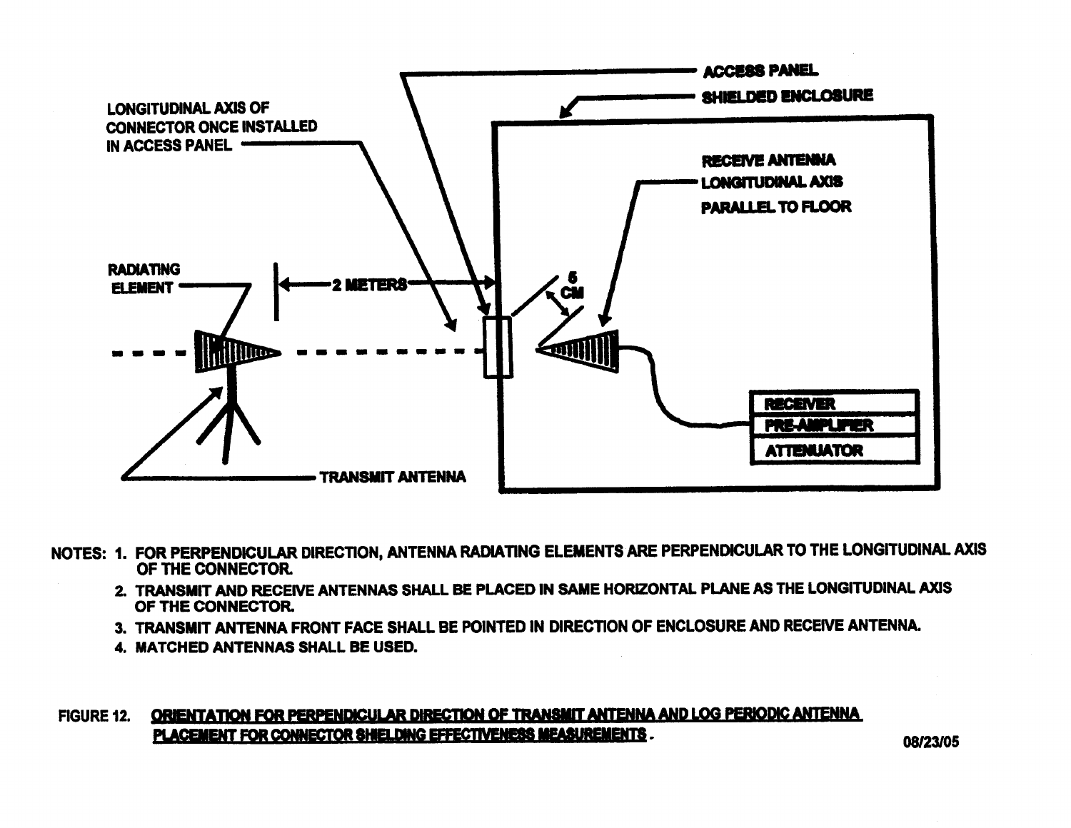ACCESS PANEL

SHIELDED ENCLOSURE

LONGITUDINAL AXIS OF CONNECTOR ONCE INSTALLED IN ACCESS PANEL

RECEIVE ANTENNA LONGITUDINAL AXIS PARALLEL TO FLOOR

RADIATING ELEMENT

2 METERS

5 CM

RECEIVER

PRE-AMPLIFIER

ATTENUATOR

TRANSMIT ANTENNA

NOTES:

1. FOR PERPENDICULAR DIRECTION, ANTENNA RADIATING ELEMENTS ARE PERPENDICULAR TO THE LONGITUDINAL AXIS OF THE CONNECTOR.
2. TRANSMIT AND RECEIVE ANTENNAS SHALL BE PLACED IN SAME HORIZONTAL PLANE AS THE LONGITUDINAL AXIS OF THE CONNECTOR.
3. TRANSMIT ANTENNA FRONT FACE SHALL BE POINTED IN DIRECTION OF ENCLOSURE AND RECEIVE ANTENNA.
4. MATCHED ANTENNAS SHALL BE USED.

FIGURE 12. ORIENTATION FOR PERPENDICULAR DIRECTION OF TRANSMIT ANTENNA AND LOG PERIODIC ANTENNA PLACEMENT FOR CONNECTOR SHIELDING EFFECTIVENESS MEASUREMENTS.

08/23/05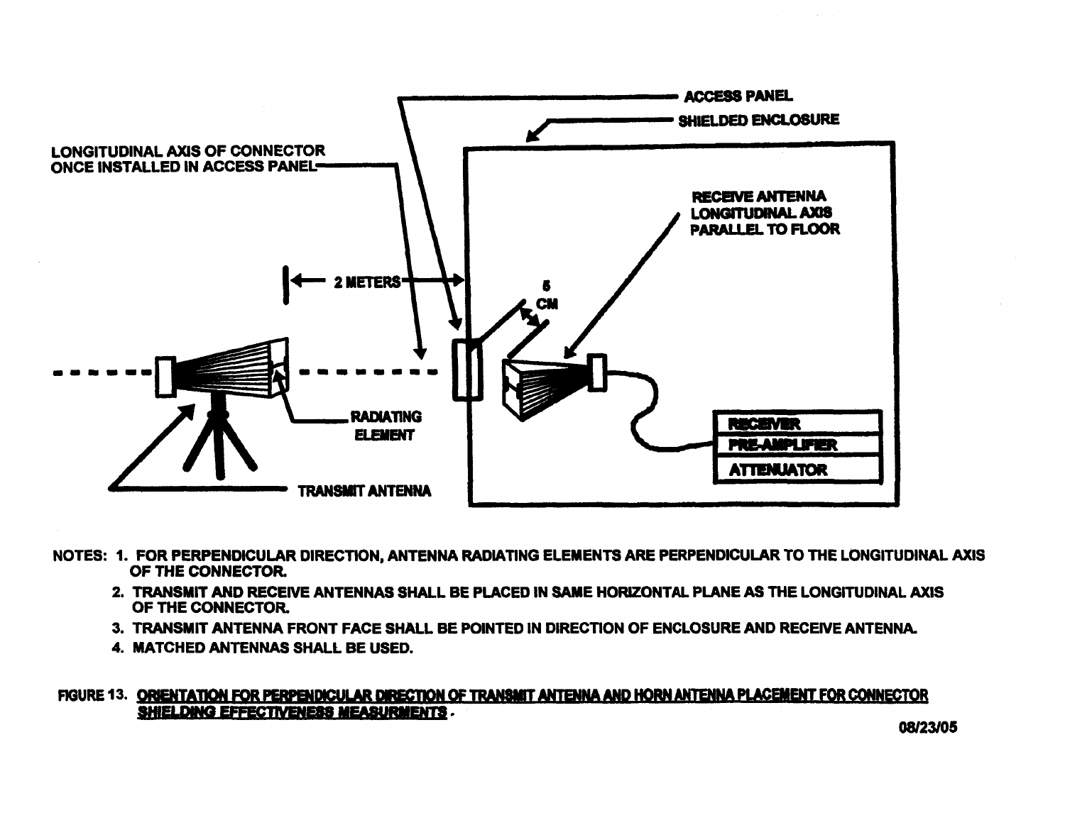ACCESS PANEL

SHIELDED ENCLOSURE

LONGITUDINAL AXIS OF CONNECTOR ONCE INSTALLED IN ACCESS PANEL

RECEIVE ANTENNA LONGITUDINAL AXIS PARALLEL TO FLOOR

2 METERS

5 CM

RADIATING ELEMENT

TRANSMIT ANTENNA

RECEIVER

PRE-AMPLIFIER

ATTENUATOR

NOTES:
1. FOR PERPENDICULAR DIRECTION, ANTENNA RADIATING ELEMENTS ARE PERPENDICULAR TO THE LONGITUDINAL AXIS OF THE CONNECTOR.
2. TRANSMIT AND RECEIVE ANTENNAS SHALL BE PLACED IN SAME HORIZONTAL PLANE AS THE LONGITUDINAL AXIS OF THE CONNECTOR.
3. TRANSMIT ANTENNA FRONT FACE SHALL BE POINTED IN DIRECTION OF ENCLOSURE AND RECEIVE ANTENNA.
4. MATCHED ANTENNAS SHALL BE USED.

FIGURE 13. ORIENTATION FOR PERPENDICULAR DIRECTION OF TRANSMIT ANTENNA AND HORN ANTENNA PLACEMENT FOR CONNECTOR SHIELDING EFFECTIVENESS MEASURMENTS.

08/23/05